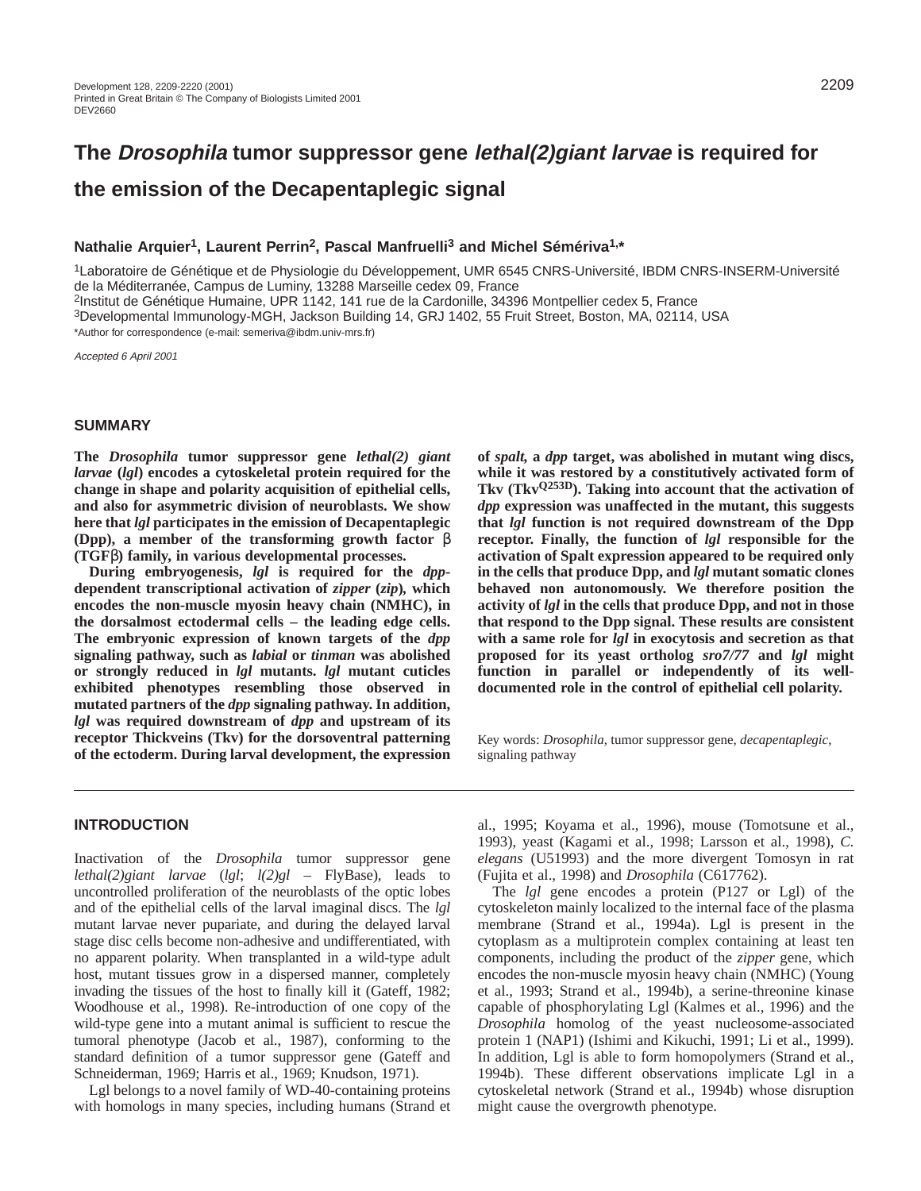# The *Drosophila* tumor suppressor gene *lethal(2)giant larvae* is required for the emission of the Decapentaplegic signal

**Nathalie Arquier[1], Laurent Perrin[2], Pascal Manfruelli[3] and Michel Sémériva[1,*]**

[1]Laboratoire de Génétique et de Physiologie du Développement, UMR 6545 CNRS-Université, IBDM CNRS-INSERM-Université de la Méditerranée, Campus de Luminy, 13288 Marseille cedex 09, France
[2]Institut de Génétique Humaine, UPR 1142, 141 rue de la Cardonille, 34396 Montpellier cedex 5, France
[3]Developmental Immunology-MGH, Jackson Building 14, GRJ 1402, 55 Fruit Street, Boston, MA, 02114, USA
*Author for correspondence (e-mail: semeriva@ibdm.univ-mrs.fr)

*Accepted 6 April 2001*

## SUMMARY

**The *Drosophila* tumor suppressor gene *lethal(2) giant larvae* (*lgl*) encodes a cytoskeletal protein required for the change in shape and polarity acquisition of epithelial cells, and also for asymmetric division of neuroblasts. We show here that *lgl* participates in the emission of Decapentaplegic (Dpp), a member of the transforming growth factor β (TGFβ) family, in various developmental processes.**

**During embryogenesis, *lgl* is required for the *dpp*-dependent transcriptional activation of *zipper* (*zip*), which encodes the non-muscle myosin heavy chain (NMHC), in the dorsalmost ectodermal cells – the leading edge cells. The embryonic expression of known targets of the *dpp* signaling pathway, such as *labial* or *tinman* was abolished or strongly reduced in *lgl* mutants. *lgl* mutant cuticles exhibited phenotypes resembling those observed in mutated partners of the *dpp* signaling pathway. In addition, *lgl* was required downstream of *dpp* and upstream of its receptor Thickveins (Tkv) for the dorsoventral patterning of the ectoderm. During larval development, the expression of *spalt*, a *dpp* target, was abolished in mutant wing discs, while it was restored by a constitutively activated form of Tkv ($Tkv^{Q253D}$). Taking into account that the activation of *dpp* expression was unaffected in the mutant, this suggests that *lgl* function is not required downstream of the Dpp receptor. Finally, the function of *lgl* responsible for the activation of Spalt expression appeared to be required only in the cells that produce Dpp, and *lgl* mutant somatic clones behaved non autonomously. We therefore position the activity of *lgl* in the cells that produce Dpp, and not in those that respond to the Dpp signal. These results are consistent with a same role for *lgl* in exocytosis and secretion as that proposed for its yeast ortholog *sro7/77* and *lgl* might function in parallel or independently of its well-documented role in the control of epithelial cell polarity.**

Key words: *Drosophila*, tumor suppressor gene, *decapentaplegic*, signaling pathway

## INTRODUCTION

Inactivation of the *Drosophila* tumor suppressor gene *lethal(2)giant larvae* (*lgl*; *l(2)gl* – FlyBase), leads to uncontrolled proliferation of the neuroblasts of the optic lobes and of the epithelial cells of the larval imaginal discs. The *lgl* mutant larvae never pupariate, and during the delayed larval stage disc cells become non-adhesive and undifferentiated, with no apparent polarity. When transplanted in a wild-type adult host, mutant tissues grow in a dispersed manner, completely invading the tissues of the host to finally kill it (Gateff, 1982; Woodhouse et al., 1998). Re-introduction of one copy of the wild-type gene into a mutant animal is sufficient to rescue the tumoral phenotype (Jacob et al., 1987), conforming to the standard definition of a tumor suppressor gene (Gateff and Schneiderman, 1969; Harris et al., 1969; Knudson, 1971).

Lgl belongs to a novel family of WD-40-containing proteins with homologs in many species, including humans (Strand et al., 1995; Koyama et al., 1996), mouse (Tomotsune et al., 1993), yeast (Kagami et al., 1998; Larsson et al., 1998), *C. elegans* (U51993) and the more divergent Tomosyn in rat (Fujita et al., 1998) and *Drosophila* (C617762).

The *lgl* gene encodes a protein (P127 or Lgl) of the cytoskeleton mainly localized to the internal face of the plasma membrane (Strand et al., 1994a). Lgl is present in the cytoplasm as a multiprotein complex containing at least ten components, including the product of the *zipper* gene, which encodes the non-muscle myosin heavy chain (NMHC) (Young et al., 1993; Strand et al., 1994b), a serine-threonine kinase capable of phosphorylating Lgl (Kalmes et al., 1996) and the *Drosophila* homolog of the yeast nucleosome-associated protein 1 (NAP1) (Ishimi and Kikuchi, 1991; Li et al., 1999). In addition, Lgl is able to form homopolymers (Strand et al., 1994b). These different observations implicate Lgl in a cytoskeletal network (Strand et al., 1994b) whose disruption might cause the overgrowth phenotype.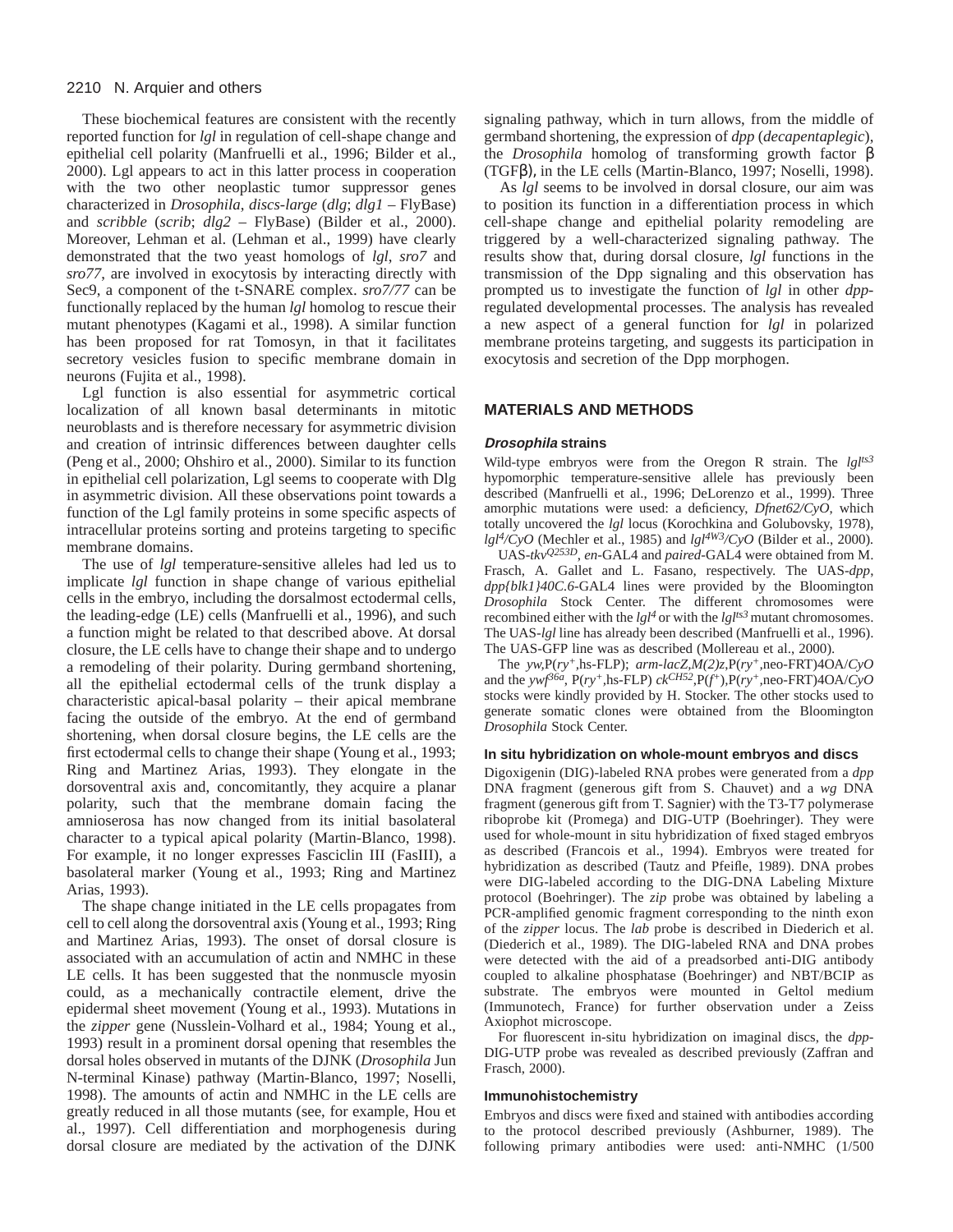These biochemical features are consistent with the recently reported function for *lgl* in regulation of cell-shape change and epithelial cell polarity (Manfruelli et al., 1996; Bilder et al., 2000). Lgl appears to act in this latter process in cooperation with the two other neoplastic tumor suppressor genes characterized in *Drosophila*, *discs-large* (*dlg*; *dlg1* – FlyBase) and *scribble* (*scrib*; *dlg2* – FlyBase) (Bilder et al., 2000). Moreover, Lehman et al. (Lehman et al., 1999) have clearly demonstrated that the two yeast homologs of *lgl*, *sro7* and *sro77*, are involved in exocytosis by interacting directly with Sec9, a component of the t-SNARE complex. *sro7/77* can be functionally replaced by the human *lgl* homolog to rescue their mutant phenotypes (Kagami et al., 1998). A similar function has been proposed for rat Tomosyn, in that it facilitates secretory vesicles fusion to specific membrane domain in neurons (Fujita et al., 1998).

Lgl function is also essential for asymmetric cortical localization of all known basal determinants in mitotic neuroblasts and is therefore necessary for asymmetric division and creation of intrinsic differences between daughter cells (Peng et al., 2000; Ohshiro et al., 2000). Similar to its function in epithelial cell polarization, Lgl seems to cooperate with Dlg in asymmetric division. All these observations point towards a function of the Lgl family proteins in some specific aspects of intracellular proteins sorting and proteins targeting to specific membrane domains.

The use of *lgl* temperature-sensitive alleles had led us to implicate *lgl* function in shape change of various epithelial cells in the embryo, including the dorsalmost ectodermal cells, the leading-edge (LE) cells (Manfruelli et al., 1996), and such a function might be related to that described above. At dorsal closure, the LE cells have to change their shape and to undergo a remodeling of their polarity. During germband shortening, all the epithelial ectodermal cells of the trunk display a characteristic apical-basal polarity – their apical membrane facing the outside of the embryo. At the end of germband shortening, when dorsal closure begins, the LE cells are the first ectodermal cells to change their shape (Young et al., 1993; Ring and Martinez Arias, 1993). They elongate in the dorsoventral axis and, concomitantly, they acquire a planar polarity, such that the membrane domain facing the amnioserosa has now changed from its initial basolateral character to a typical apical polarity (Martin-Blanco, 1998). For example, it no longer expresses Fasciclin III (FasIII), a basolateral marker (Young et al., 1993; Ring and Martinez Arias, 1993).

The shape change initiated in the LE cells propagates from cell to cell along the dorsoventral axis (Young et al., 1993; Ring and Martinez Arias, 1993). The onset of dorsal closure is associated with an accumulation of actin and NMHC in these LE cells. It has been suggested that the nonmuscle myosin could, as a mechanically contractile element, drive the epidermal sheet movement (Young et al., 1993). Mutations in the *zipper* gene (Nusslein-Volhard et al., 1984; Young et al., 1993) result in a prominent dorsal opening that resembles the dorsal holes observed in mutants of the DJNK (*Drosophila* Jun N-terminal Kinase) pathway (Martin-Blanco, 1997; Noselli, 1998). The amounts of actin and NMHC in the LE cells are greatly reduced in all those mutants (see, for example, Hou et al., 1997). Cell differentiation and morphogenesis during dorsal closure are mediated by the activation of the DJNK signaling pathway, which in turn allows, from the middle of germband shortening, the expression of *dpp* (*decapentaplegic*), the *Drosophila* homolog of transforming growth factor β (TGFβ), in the LE cells (Martin-Blanco, 1997; Noselli, 1998).

As *lgl* seems to be involved in dorsal closure, our aim was to position its function in a differentiation process in which cell-shape change and epithelial polarity remodeling are triggered by a well-characterized signaling pathway. The results show that, during dorsal closure, *lgl* functions in the transmission of the Dpp signaling and this observation has prompted us to investigate the function of *lgl* in other *dpp*-regulated developmental processes. The analysis has revealed a new aspect of a general function for *lgl* in polarized membrane proteins targeting, and suggests its participation in exocytosis and secretion of the Dpp morphogen.

## MATERIALS AND METHODS

### *Drosophila* strains

Wild-type embryos were from the Oregon R strain. The $lgl^{ts3}$ hypomorphic temperature-sensitive allele has previously been described (Manfruelli et al., 1996; DeLorenzo et al., 1999). Three amorphic mutations were used: a deficiency, *Dfnet62/CyO*, which totally uncovered the *lgl* locus (Korochkina and Golubovsky, 1978), $lgl^{4}$/*CyO* (Mechler et al., 1985) and $lgl^{4W3}$/*CyO* (Bilder et al., 2000).

UAS-$tkv^{Q253D}$, *en*-GAL4 and *paired*-GAL4 were obtained from M. Frasch, A. Gallet and L. Fasano, respectively. The UAS-*dpp*, *dpp{blk1}40C.6*-GAL4 lines were provided by the Bloomington *Drosophila* Stock Center. The different chromosomes were recombined either with the $lgl^{4}$ or with the $lgl^{ts3}$ mutant chromosomes. The UAS-*lgl* line has already been described (Manfruelli et al., 1996). The UAS-GFP line was as described (Mollereau et al., 2000).

The *yw*,P($ry^{+}$,hs-FLP); *arm-lacZ*,*M(2)z*,P($ry^{+}$,neo-FRT)4OA/*CyO* and the $ywf^{36a}$, P($ry^{+}$,hs-FLP) $ck^{CH52}$,P($f^{+}$),P($ry^{+}$,neo-FRT)4OA/*CyO* stocks were kindly provided by H. Stocker. The other stocks used to generate somatic clones were obtained from the Bloomington *Drosophila* Stock Center.

### In situ hybridization on whole-mount embryos and discs

Digoxigenin (DIG)-labeled RNA probes were generated from a *dpp* DNA fragment (generous gift from S. Chauvet) and a *wg* DNA fragment (generous gift from T. Sagnier) with the T3-T7 polymerase riboprobe kit (Promega) and DIG-UTP (Boehringer). They were used for whole-mount in situ hybridization of fixed staged embryos as described (Francois et al., 1994). Embryos were treated for hybridization as described (Tautz and Pfeifle, 1989). DNA probes were DIG-labeled according to the DIG-DNA Labeling Mixture protocol (Boehringer). The *zip* probe was obtained by labeling a PCR-amplified genomic fragment corresponding to the ninth exon of the *zipper* locus. The *lab* probe is described in Diederich et al. (Diederich et al., 1989). The DIG-labeled RNA and DNA probes were detected with the aid of a preadsorbed anti-DIG antibody coupled to alkaline phosphatase (Boehringer) and NBT/BCIP as substrate. The embryos were mounted in Geltol medium (Immunotech, France) for further observation under a Zeiss Axiophot microscope.

For fluorescent in-situ hybridization on imaginal discs, the *dpp*-DIG-UTP probe was revealed as described previously (Zaffran and Frasch, 2000).

### Immunohistochemistry

Embryos and discs were fixed and stained with antibodies according to the protocol described previously (Ashburner, 1989). The following primary antibodies were used: anti-NMHC (1/500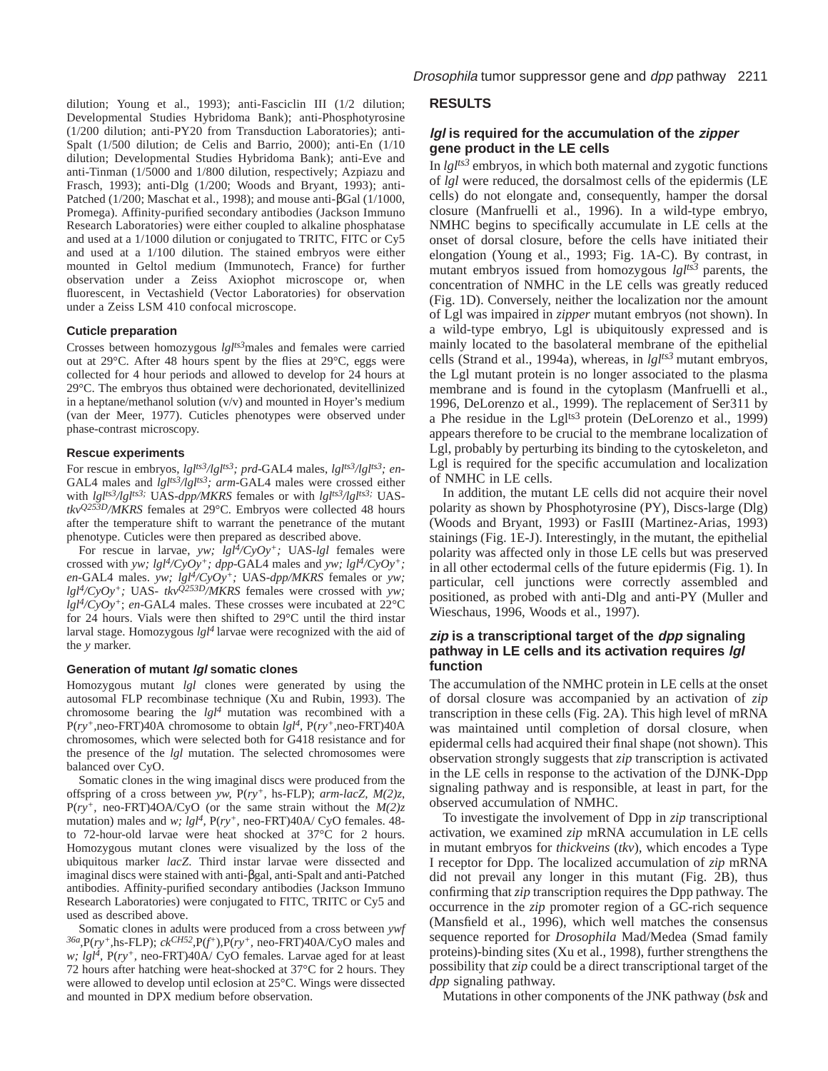dilution; Young et al., 1993); anti-Fasciclin III (1/2 dilution; Developmental Studies Hybridoma Bank); anti-Phosphotyrosine (1/200 dilution; anti-PY20 from Transduction Laboratories); anti-Spalt (1/500 dilution; de Celis and Barrio, 2000); anti-En (1/10 dilution; Developmental Studies Hybridoma Bank); anti-Eve and anti-Tinman (1/5000 and 1/800 dilution, respectively; Azpiazu and Frasch, 1993); anti-Dlg (1/200; Woods and Bryant, 1993); anti-Patched (1/200; Maschat et al., 1998); and mouse anti-βGal (1/1000, Promega). Affinity-purified secondary antibodies (Jackson Immuno Research Laboratories) were either coupled to alkaline phosphatase and used at a 1/1000 dilution or conjugated to TRITC, FITC or Cy5 and used at a 1/100 dilution. The stained embryos were either mounted in Geltol medium (Immunotech, France) for further observation under a Zeiss Axiophot microscope or, when fluorescent, in Vectashield (Vector Laboratories) for observation under a Zeiss LSM 410 confocal microscope.

### Cuticle preparation

Crosses between homozygous *lgl$^{ts3}$* males and females were carried out at 29°C. After 48 hours spent by the flies at 29°C, eggs were collected for 4 hour periods and allowed to develop for 24 hours at 29°C. The embryos thus obtained were dechorionated, devitellinized in a heptane/methanol solution (v/v) and mounted in Hoyer's medium (van der Meer, 1977). Cuticles phenotypes were observed under phase-contrast microscopy.

### Rescue experiments

For rescue in embryos, *lgl$^{ts3}$/lgl$^{ts3}$; prd*-GAL4 males, *lgl$^{ts3}$/lgl$^{ts3}$; en*-GAL4 males and *lgl$^{ts3}$/lgl$^{ts3}$; arm*-GAL4 males were crossed either with *lgl$^{ts3}$/lgl$^{ts3}$;* UAS-*dpp/MKRS* females or with *lgl$^{ts3}$/lgl$^{ts3}$;* UAS-*tkv$^{Q253D}$/MKRS* females at 29°C. Embryos were collected 48 hours after the temperature shift to warrant the penetrance of the mutant phenotype. Cuticles were then prepared as described above.

For rescue in larvae, *yw; lgl$^4$/CyOy$^+$;* UAS-*lgl* females were crossed with *yw; lgl$^4$/CyOy$^+$; dpp*-GAL4 males and *yw; lgl$^4$/CyOy$^+$; en*-GAL4 males. *yw; lgl$^4$/CyOy$^+$;* UAS-*dpp/MKRS* females or *yw; lgl$^4$/CyOy$^+$;* UAS- *tkv$^{Q253D}$/MKRS* females were crossed with *yw; lgl$^4$/CyOy$^+$; en*-GAL4 males. These crosses were incubated at 22°C for 24 hours. Vials were then shifted to 29°C until the third instar larval stage. Homozygous *lgl$^4$* larvae were recognized with the aid of the *y* marker.

### Generation of mutant *lgl* somatic clones

Homozygous mutant *lgl* clones were generated by using the autosomal FLP recombinase technique (Xu and Rubin, 1993). The chromosome bearing the *lgl$^4$* mutation was recombined with a P(*ry$^+$*,neo-FRT)40A chromosome to obtain *lgl$^4$*, P(*ry$^+$*,neo-FRT)40A chromosomes, which were selected both for G418 resistance and for the presence of the *lgl* mutation. The selected chromosomes were balanced over CyO.

Somatic clones in the wing imaginal discs were produced from the offspring of a cross between *yw*, P(*ry$^+$*, hs-FLP); *arm-lacZ, M(2)z*, P(*ry$^+$*, neo-FRT)4OA/CyO (or the same strain without the *M(2)z* mutation) males and *w; lgl$^4$*, P(*ry$^+$*, neo-FRT)40A/ CyO females. 48- to 72-hour-old larvae were heat shocked at 37°C for 2 hours. Homozygous mutant clones were visualized by the loss of the ubiquitous marker *lacZ*. Third instar larvae were dissected and imaginal discs were stained with anti-βgal, anti-Spalt and anti-Patched antibodies. Affinity-purified secondary antibodies (Jackson Immuno Research Laboratories) were conjugated to FITC, TRITC or Cy5 and used as described above.

Somatic clones in adults were produced from a cross between *ywf$^{36a}$*,P(*ry$^+$*,hs-FLP); *ck$^{CH52}$*,P(*f$^+$*),P(*ry$^+$*, neo-FRT)40A/CyO males and *w; lgl$^4$*, P(*ry$^+$*, neo-FRT)40A/ CyO females. Larvae aged for at least 72 hours after hatching were heat-shocked at 37°C for 2 hours. They were allowed to develop until eclosion at 25°C. Wings were dissected and mounted in DPX medium before observation.

## RESULTS

### *lgl* is required for the accumulation of the *zipper* gene product in the LE cells

In *lgl$^{ts3}$* embryos, in which both maternal and zygotic functions of *lgl* were reduced, the dorsalmost cells of the epidermis (LE cells) do not elongate and, consequently, hamper the dorsal closure (Manfruelli et al., 1996). In a wild-type embryo, NMHC begins to specifically accumulate in LE cells at the onset of dorsal closure, before the cells have initiated their elongation (Young et al., 1993; Fig. 1A-C). By contrast, in mutant embryos issued from homozygous *lgl$^{ts3}$* parents, the concentration of NMHC in the LE cells was greatly reduced (Fig. 1D). Conversely, neither the localization nor the amount of Lgl was impaired in *zipper* mutant embryos (not shown). In a wild-type embryo, Lgl is ubiquitously expressed and is mainly located to the basolateral membrane of the epithelial cells (Strand et al., 1994a), whereas, in *lgl$^{ts3}$* mutant embryos, the Lgl mutant protein is no longer associated to the plasma membrane and is found in the cytoplasm (Manfruelli et al., 1996, DeLorenzo et al., 1999). The replacement of Ser311 by a Phe residue in the Lgl$^{ts3}$ protein (DeLorenzo et al., 1999) appears therefore to be crucial to the membrane localization of Lgl, probably by perturbing its binding to the cytoskeleton, and Lgl is required for the specific accumulation and localization of NMHC in LE cells.

In addition, the mutant LE cells did not acquire their novel polarity as shown by Phosphotyrosine (PY), Discs-large (Dlg) (Woods and Bryant, 1993) or FasIII (Martinez-Arias, 1993) stainings (Fig. 1E-J). Interestingly, in the mutant, the epithelial polarity was affected only in those LE cells but was preserved in all other ectodermal cells of the future epidermis (Fig. 1). In particular, cell junctions were correctly assembled and positioned, as probed with anti-Dlg and anti-PY (Muller and Wieschaus, 1996, Woods et al., 1997).

### *zip* is a transcriptional target of the *dpp* signaling pathway in LE cells and its activation requires *lgl* function

The accumulation of the NMHC protein in LE cells at the onset of dorsal closure was accompanied by an activation of *zip* transcription in these cells (Fig. 2A). This high level of mRNA was maintained until completion of dorsal closure, when epidermal cells had acquired their final shape (not shown). This observation strongly suggests that *zip* transcription is activated in the LE cells in response to the activation of the DJNK-Dpp signaling pathway and is responsible, at least in part, for the observed accumulation of NMHC.

To investigate the involvement of Dpp in *zip* transcriptional activation, we examined *zip* mRNA accumulation in LE cells in mutant embryos for *thickveins* (*tkv*), which encodes a Type I receptor for Dpp. The localized accumulation of *zip* mRNA did not prevail any longer in this mutant (Fig. 2B), thus confirming that *zip* transcription requires the Dpp pathway. The occurrence in the *zip* promoter region of a GC-rich sequence (Mansfield et al., 1996), which well matches the consensus sequence reported for *Drosophila* Mad/Medea (Smad family proteins)-binding sites (Xu et al., 1998), further strengthens the possibility that *zip* could be a direct transcriptional target of the *dpp* signaling pathway.

Mutations in other components of the JNK pathway (*bsk* and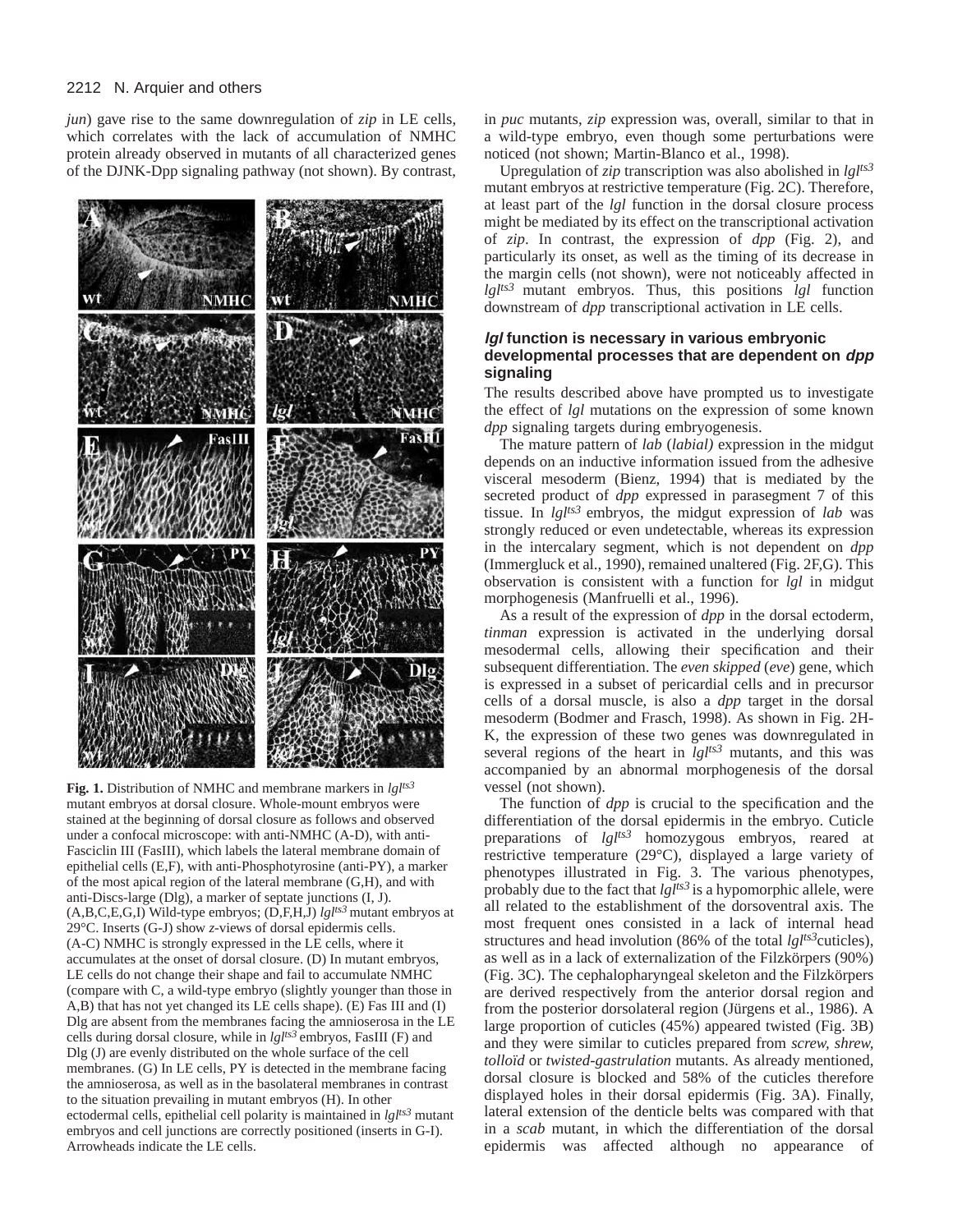*jun*) gave rise to the same downregulation of *zip* in LE cells, which correlates with the lack of accumulation of NMHC protein already observed in mutants of all characterized genes of the DJNK-Dpp signaling pathway (not shown). By contrast, in *puc* mutants, *zip* expression was, overall, similar to that in a wild-type embryo, even though some perturbations were noticed (not shown; Martin-Blanco et al., 1998).

**Fig. 1.** Distribution of NMHC and membrane markers in *lgl*$^{ts3}$ mutant embryos at dorsal closure. Whole-mount embryos were stained at the beginning of dorsal closure as follows and observed under a confocal microscope: with anti-NMHC (A-D), with anti-Fasciclin III (FasIII), which labels the lateral membrane domain of epithelial cells (E,F), with anti-Phosphotyrosine (anti-PY), a marker of the most apical region of the lateral membrane (G,H), and with anti-Discs-large (Dlg), a marker of septate junctions (I, J). (A,B,C,E,G,I) Wild-type embryos; (D,F,H,J) *lgl*$^{ts3}$ mutant embryos at 29°C. Inserts (G-J) show *z*-views of dorsal epidermis cells. (A-C) NMHC is strongly expressed in the LE cells, where it accumulates at the onset of dorsal closure. (D) In mutant embryos, LE cells do not change their shape and fail to accumulate NMHC (compare with C, a wild-type embryo (slightly younger than those in A,B) that has not yet changed its LE cells shape). (E) Fas III and (I) Dlg are absent from the membranes facing the amnioserosa in the LE cells during dorsal closure, while in *lgl*$^{ts3}$ embryos, FasIII (F) and Dlg (J) are evenly distributed on the whole surface of the cell membranes. (G) In LE cells, PY is detected in the membrane facing the amnioserosa, as well as in the basolateral membranes in contrast to the situation prevailing in mutant embryos (H). In other ectodermal cells, epithelial cell polarity is maintained in *lgl*$^{ts3}$ mutant embryos and cell junctions are correctly positioned (inserts in G-I). Arrowheads indicate the LE cells.

Upregulation of *zip* transcription was also abolished in *lgl*$^{ts3}$ mutant embryos at restrictive temperature (Fig. 2C). Therefore, at least part of the *lgl* function in the dorsal closure process might be mediated by its effect on the transcriptional activation of *zip*. In contrast, the expression of *dpp* (Fig. 2), and particularly its onset, as well as the timing of its decrease in the margin cells (not shown), were not noticeably affected in *lgl*$^{ts3}$ mutant embryos. Thus, this positions *lgl* function downstream of *dpp* transcriptional activation in LE cells.

### *lgl* function is necessary in various embryonic developmental processes that are dependent on *dpp* signaling

The results described above have prompted us to investigate the effect of *lgl* mutations on the expression of some known *dpp* signaling targets during embryogenesis.

The mature pattern of *lab* (*labial)* expression in the midgut depends on an inductive information issued from the adhesive visceral mesoderm (Bienz, 1994) that is mediated by the secreted product of *dpp* expressed in parasegment 7 of this tissue. In *lgl*$^{ts3}$ embryos, the midgut expression of *lab* was strongly reduced or even undetectable, whereas its expression in the intercalary segment, which is not dependent on *dpp* (Immergluck et al., 1990), remained unaltered (Fig. 2F,G). This observation is consistent with a function for *lgl* in midgut morphogenesis (Manfruelli et al., 1996).

As a result of the expression of *dpp* in the dorsal ectoderm, *tinman* expression is activated in the underlying dorsal mesodermal cells, allowing their specification and their subsequent differentiation. The *even skipped* (*eve*) gene, which is expressed in a subset of pericardial cells and in precursor cells of a dorsal muscle, is also a *dpp* target in the dorsal mesoderm (Bodmer and Frasch, 1998). As shown in Fig. 2H-K, the expression of these two genes was downregulated in several regions of the heart in *lgl*$^{ts3}$ mutants, and this was accompanied by an abnormal morphogenesis of the dorsal vessel (not shown).

The function of *dpp* is crucial to the specification and the differentiation of the dorsal epidermis in the embryo. Cuticle preparations of *lgl*$^{ts3}$ homozygous embryos, reared at restrictive temperature (29°C), displayed a large variety of phenotypes illustrated in Fig. 3. The various phenotypes, probably due to the fact that *lgl*$^{ts3}$ is a hypomorphic allele, were all related to the establishment of the dorsoventral axis. The most frequent ones consisted in a lack of internal head structures and head involution (86% of the total *lgl*$^{ts3}$cuticles), as well as in a lack of externalization of the Filzkörpers (90%) (Fig. 3C). The cephalopharyngeal skeleton and the Filzkörpers are derived respectively from the anterior dorsal region and from the posterior dorsolateral region (Jürgens et al., 1986). A large proportion of cuticles (45%) appeared twisted (Fig. 3B) and they were similar to cuticles prepared from *screw*, *shrew*, *tolloïd* or *twisted-gastrulation* mutants. As already mentioned, dorsal closure is blocked and 58% of the cuticles therefore displayed holes in their dorsal epidermis (Fig. 3A). Finally, lateral extension of the denticle belts was compared with that in a *scab* mutant, in which the differentiation of the dorsal epidermis was affected although no appearance of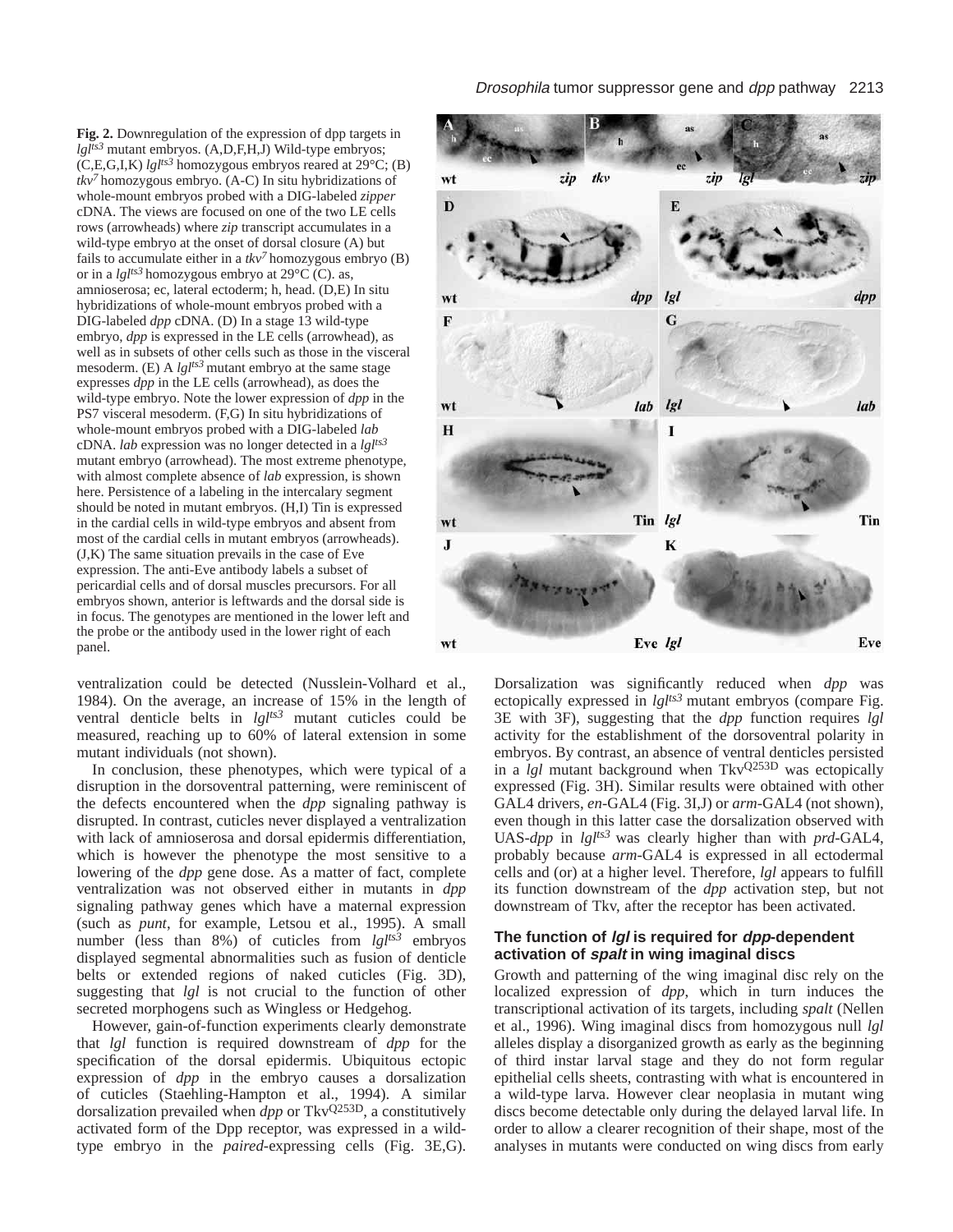**Fig. 2.** Downregulation of the expression of dpp targets in *lgl*$^{ts3}$ mutant embryos. (A,D,F,H,J) Wild-type embryos; (C,E,G,I,K) *lgl*$^{ts3}$ homozygous embryos reared at 29°C; (B) *tkv*$^{7}$ homozygous embryo. (A-C) In situ hybridizations of whole-mount embryos probed with a DIG-labeled *zipper* cDNA. The views are focused on one of the two LE cells rows (arrowheads) where *zip* transcript accumulates in a wild-type embryo at the onset of dorsal closure (A) but fails to accumulate either in a *tkv*$^{7}$ homozygous embryo (B) or in a *lgl*$^{ts3}$ homozygous embryo at 29°C (C). as, amnioserosa; ec, lateral ectoderm; h, head. (D,E) In situ hybridizations of whole-mount embryos probed with a DIG-labeled *dpp* cDNA. (D) In a stage 13 wild-type embryo, *dpp* is expressed in the LE cells (arrowhead), as well as in subsets of other cells such as those in the visceral mesoderm. (E) A *lgl*$^{ts3}$ mutant embryo at the same stage expresses *dpp* in the LE cells (arrowhead), as does the wild-type embryo. Note the lower expression of *dpp* in the PS7 visceral mesoderm. (F,G) In situ hybridizations of whole-mount embryos probed with a DIG-labeled *lab* cDNA. *lab* expression was no longer detected in a *lgl*$^{ts3}$ mutant embryo (arrowhead). The most extreme phenotype, with almost complete absence of *lab* expression, is shown here. Persistence of a labeling in the intercalary segment should be noted in mutant embryos. (H,I) Tin is expressed in the cardial cells in wild-type embryos and absent from most of the cardial cells in mutant embryos (arrowheads). (J,K) The same situation prevails in the case of Eve expression. The anti-Eve antibody labels a subset of pericardial cells and of dorsal muscles precursors. For all embryos shown, anterior is leftwards and the dorsal side is in focus. The genotypes are mentioned in the lower left and the probe or the antibody used in the lower right of each panel.

ventralization could be detected (Nusslein-Volhard et al., 1984). On the average, an increase of 15% in the length of ventral denticle belts in *lgl*$^{ts3}$ mutant cuticles could be measured, reaching up to 60% of lateral extension in some mutant individuals (not shown).

In conclusion, these phenotypes, which were typical of a disruption in the dorsoventral patterning, were reminiscent of the defects encountered when the *dpp* signaling pathway is disrupted. In contrast, cuticles never displayed a ventralization with lack of amnioserosa and dorsal epidermis differentiation, which is however the phenotype the most sensitive to a lowering of the *dpp* gene dose. As a matter of fact, complete ventralization was not observed either in mutants in *dpp* signaling pathway genes which have a maternal expression (such as *punt*, for example, Letsou et al., 1995). A small number (less than 8%) of cuticles from *lgl*$^{ts3}$ embryos displayed segmental abnormalities such as fusion of denticle belts or extended regions of naked cuticles (Fig. 3D), suggesting that *lgl* is not crucial to the function of other secreted morphogens such as Wingless or Hedgehog.

However, gain-of-function experiments clearly demonstrate that *lgl* function is required downstream of *dpp* for the specification of the dorsal epidermis. Ubiquitous ectopic expression of *dpp* in the embryo causes a dorsalization of cuticles (Staehling-Hampton et al., 1994). A similar dorsalization prevailed when *dpp* or Tkv$^{Q253D}$, a constitutively activated form of the Dpp receptor, was expressed in a wild-type embryo in the *paired*-expressing cells (Fig. 3E,G). Dorsalization was significantly reduced when *dpp* was ectopically expressed in *lgl*$^{ts3}$ mutant embryos (compare Fig. 3E with 3F), suggesting that the *dpp* function requires *lgl* activity for the establishment of the dorsoventral polarity in embryos. By contrast, an absence of ventral denticles persisted in a *lgl* mutant background when Tkv$^{Q253D}$ was ectopically expressed (Fig. 3H). Similar results were obtained with other GAL4 drivers, *en*-GAL4 (Fig. 3I,J) or *arm*-GAL4 (not shown), even though in this latter case the dorsalization observed with UAS-*dpp* in *lgl*$^{ts3}$ was clearly higher than with *prd*-GAL4, probably because *arm*-GAL4 is expressed in all ectodermal cells and (or) at a higher level. Therefore, *lgl* appears to fulfill its function downstream of the *dpp* activation step, but not downstream of Tkv, after the receptor has been activated.

### The function of *lgl* is required for *dpp*-dependent activation of *spalt* in wing imaginal discs

Growth and patterning of the wing imaginal disc rely on the localized expression of *dpp*, which in turn induces the transcriptional activation of its targets, including *spalt* (Nellen et al., 1996). Wing imaginal discs from homozygous null *lgl* alleles display a disorganized growth as early as the beginning of third instar larval stage and they do not form regular epithelial cells sheets, contrasting with what is encountered in a wild-type larva. However clear neoplasia in mutant wing discs become detectable only during the delayed larval life. In order to allow a clearer recognition of their shape, most of the analyses in mutants were conducted on wing discs from early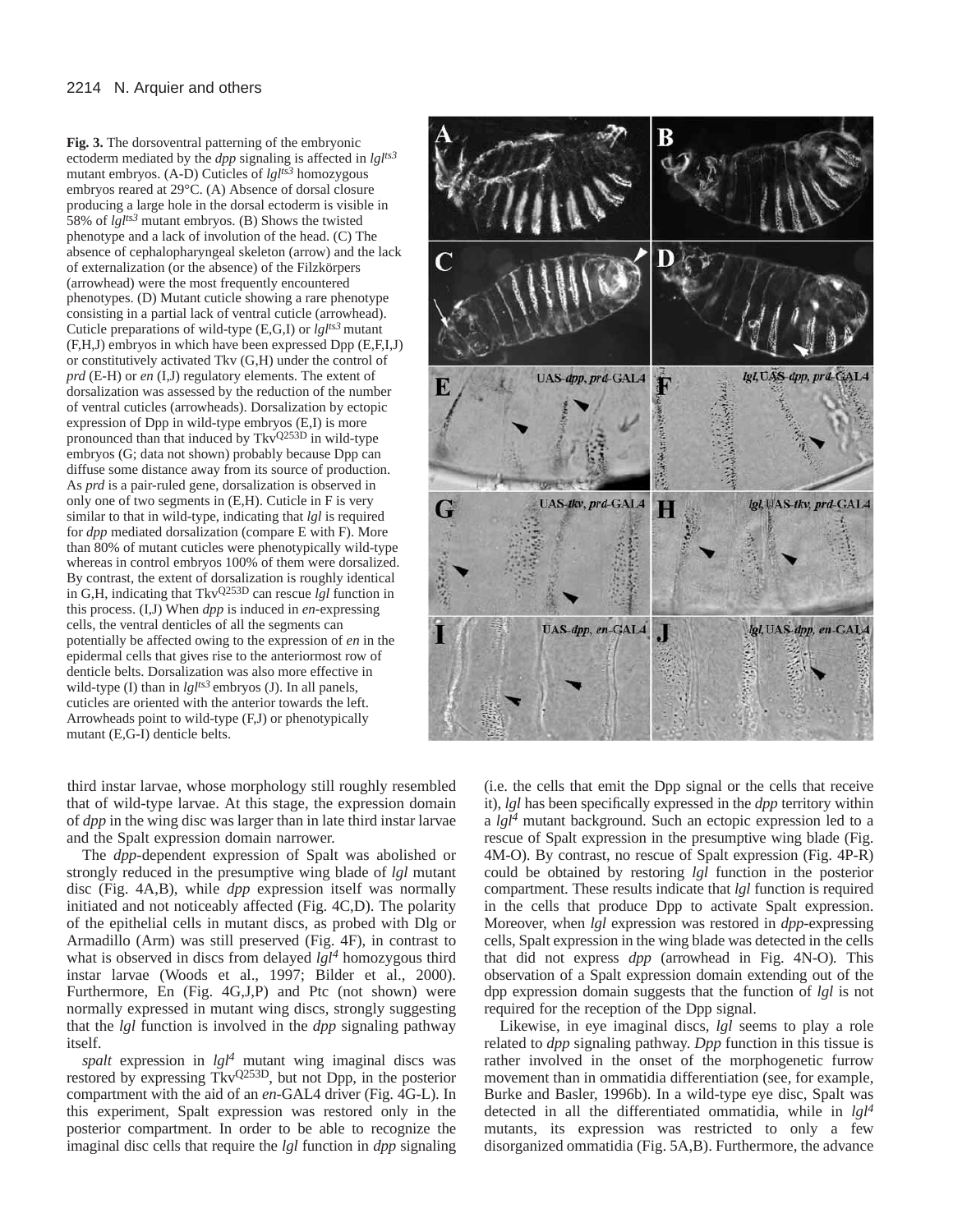**Fig. 3.** The dorsoventral patterning of the embryonic ectoderm mediated by the *dpp* signaling is affected in $lgl^{ts3}$ mutant embryos. (A-D) Cuticles of $lgl^{ts3}$ homozygous embryos reared at 29°C. (A) Absence of dorsal closure producing a large hole in the dorsal ectoderm is visible in 58% of $lgl^{ts3}$ mutant embryos. (B) Shows the twisted phenotype and a lack of involution of the head. (C) The absence of cephalopharyngeal skeleton (arrow) and the lack of externalization (or the absence) of the Filzkörpers (arrowhead) were the most frequently encountered phenotypes. (D) Mutant cuticle showing a rare phenotype consisting in a partial lack of ventral cuticle (arrowhead). Cuticle preparations of wild-type (E,G,I) or $lgl^{ts3}$ mutant (F,H,J) embryos in which have been expressed Dpp (E,F,I,J) or constitutively activated Tkv (G,H) under the control of *prd* (E-H) or *en* (I,J) regulatory elements. The extent of dorsalization was assessed by the reduction of the number of ventral cuticles (arrowheads). Dorsalization by ectopic expression of Dpp in wild-type embryos (E,I) is more pronounced than that induced by $Tkv^{Q253D}$ in wild-type embryos (G; data not shown) probably because Dpp can diffuse some distance away from its source of production. As *prd* is a pair-ruled gene, dorsalization is observed in only one of two segments in (E,H). Cuticle in F is very similar to that in wild-type, indicating that *lgl* is required for *dpp* mediated dorsalization (compare E with F). More than 80% of mutant cuticles were phenotypically wild-type whereas in control embryos 100% of them were dorsalized. By contrast, the extent of dorsalization is roughly identical in G,H, indicating that $Tkv^{Q253D}$ can rescue *lgl* function in this process. (I,J) When *dpp* is induced in *en*-expressing cells, the ventral denticles of all the segments can potentially be affected owing to the expression of *en* in the epidermal cells that gives rise to the anteriormost row of denticle belts. Dorsalization was also more effective in wild-type (I) than in $lgl^{ts3}$ embryos (J). In all panels, cuticles are oriented with the anterior towards the left. Arrowheads point to wild-type (F,J) or phenotypically mutant (E,G-I) denticle belts.

third instar larvae, whose morphology still roughly resembled that of wild-type larvae. At this stage, the expression domain of *dpp* in the wing disc was larger than in late third instar larvae and the Spalt expression domain narrower.

The *dpp*-dependent expression of Spalt was abolished or strongly reduced in the presumptive wing blade of *lgl* mutant disc (Fig. 4A,B), while *dpp* expression itself was normally initiated and not noticeably affected (Fig. 4C,D). The polarity of the epithelial cells in mutant discs, as probed with Dlg or Armadillo (Arm) was still preserved (Fig. 4F), in contrast to what is observed in discs from delayed $lgl^4$ homozygous third instar larvae (Woods et al., 1997; Bilder et al., 2000). Furthermore, En (Fig. 4G,J,P) and Ptc (not shown) were normally expressed in mutant wing discs, strongly suggesting that the *lgl* function is involved in the *dpp* signaling pathway itself.

*spalt* expression in $lgl^4$ mutant wing imaginal discs was restored by expressing $Tkv^{Q253D}$, but not Dpp, in the posterior compartment with the aid of an *en*-GAL4 driver (Fig. 4G-L). In this experiment, Spalt expression was restored only in the posterior compartment. In order to be able to recognize the imaginal disc cells that require the *lgl* function in *dpp* signaling (i.e. the cells that emit the Dpp signal or the cells that receive it), *lgl* has been specifically expressed in the *dpp* territory within a $lgl^4$ mutant background. Such an ectopic expression led to a rescue of Spalt expression in the presumptive wing blade (Fig. 4M-O). By contrast, no rescue of Spalt expression (Fig. 4P-R) could be obtained by restoring *lgl* function in the posterior compartment. These results indicate that *lgl* function is required in the cells that produce Dpp to activate Spalt expression. Moreover, when *lgl* expression was restored in *dpp*-expressing cells, Spalt expression in the wing blade was detected in the cells that did not express *dpp* (arrowhead in Fig. 4N-O). This observation of a Spalt expression domain extending out of the dpp expression domain suggests that the function of *lgl* is not required for the reception of the Dpp signal.

Likewise, in eye imaginal discs, *lgl* seems to play a role related to *dpp* signaling pathway. *Dpp* function in this tissue is rather involved in the onset of the morphogenetic furrow movement than in ommatidia differentiation (see, for example, Burke and Basler, 1996b). In a wild-type eye disc, Spalt was detected in all the differentiated ommatidia, while in $lgl^4$ mutants, its expression was restricted to only a few disorganized ommatidia (Fig. 5A,B). Furthermore, the advance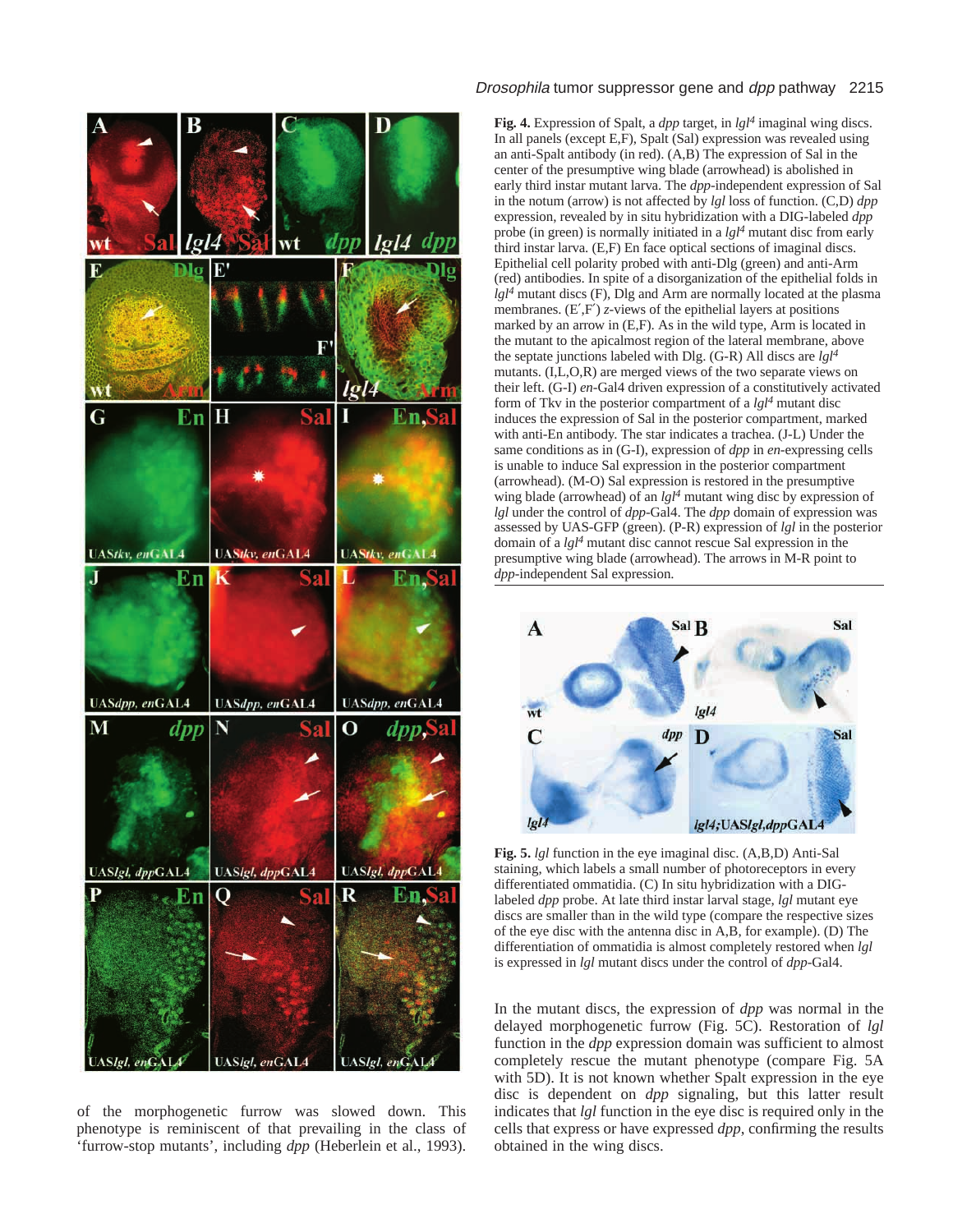**Fig. 4.** Expression of Spalt, a *dpp* target, in *lgl*$^4$ imaginal wing discs. In all panels (except E,F), Spalt (Sal) expression was revealed using an anti-Spalt antibody (in red). (A,B) The expression of Sal in the center of the presumptive wing blade (arrowhead) is abolished in early third instar mutant larva. The *dpp*-independent expression of Sal in the notum (arrow) is not affected by *lgl* loss of function. (C,D) *dpp* expression, revealed by in situ hybridization with a DIG-labeled *dpp* probe (in green) is normally initiated in a *lgl*$^4$ mutant disc from early third instar larva. (E,F) En face optical sections of imaginal discs. Epithelial cell polarity probed with anti-Dlg (green) and anti-Arm (red) antibodies. In spite of a disorganization of the epithelial folds in *lgl*$^4$ mutant discs (F), Dlg and Arm are normally located at the plasma membranes. (E′,F′) *z*-views of the epithelial layers at positions marked by an arrow in (E,F). As in the wild type, Arm is located in the mutant to the apicalmost region of the lateral membrane, above the septate junctions labeled with Dlg. (G-R) All discs are *lgl*$^4$ mutants. (I,L,O,R) are merged views of the two separate views on their left. (G-I) *en*-Gal4 driven expression of a constitutively activated form of Tkv in the posterior compartment of a *lgl*$^4$ mutant disc induces the expression of Sal in the posterior compartment, marked with anti-En antibody. The star indicates a trachea. (J-L) Under the same conditions as in (G-I), expression of *dpp* in *en*-expressing cells is unable to induce Sal expression in the posterior compartment (arrowhead). (M-O) Sal expression is restored in the presumptive wing blade (arrowhead) of an *lgl*$^4$ mutant wing disc by expression of *lgl* under the control of *dpp*-Gal4. The *dpp* domain of expression was assessed by UAS-GFP (green). (P-R) expression of *lgl* in the posterior domain of a *lgl*$^4$ mutant disc cannot rescue Sal expression in the presumptive wing blade (arrowhead). The arrows in M-R point to *dpp*-independent Sal expression.

**Fig. 5.** *lgl* function in the eye imaginal disc. (A,B,D) Anti-Sal staining, which labels a small number of photoreceptors in every differentiated ommatidia. (C) In situ hybridization with a DIG-labeled *dpp* probe. At late third instar larval stage, *lgl* mutant eye discs are smaller than in the wild type (compare the respective sizes of the eye disc with the antenna disc in A,B, for example). (D) The differentiation of ommatidia is almost completely restored when *lgl* is expressed in *lgl* mutant discs under the control of *dpp*-Gal4.

of the morphogenetic furrow was slowed down. This phenotype is reminiscent of that prevailing in the class of 'furrow-stop mutants', including *dpp* (Heberlein et al., 1993).

In the mutant discs, the expression of *dpp* was normal in the delayed morphogenetic furrow (Fig. 5C). Restoration of *lgl* function in the *dpp* expression domain was sufficient to almost completely rescue the mutant phenotype (compare Fig. 5A with 5D). It is not known whether Spalt expression in the eye disc is dependent on *dpp* signaling, but this latter result indicates that *lgl* function in the eye disc is required only in the cells that express or have expressed *dpp*, confirming the results obtained in the wing discs.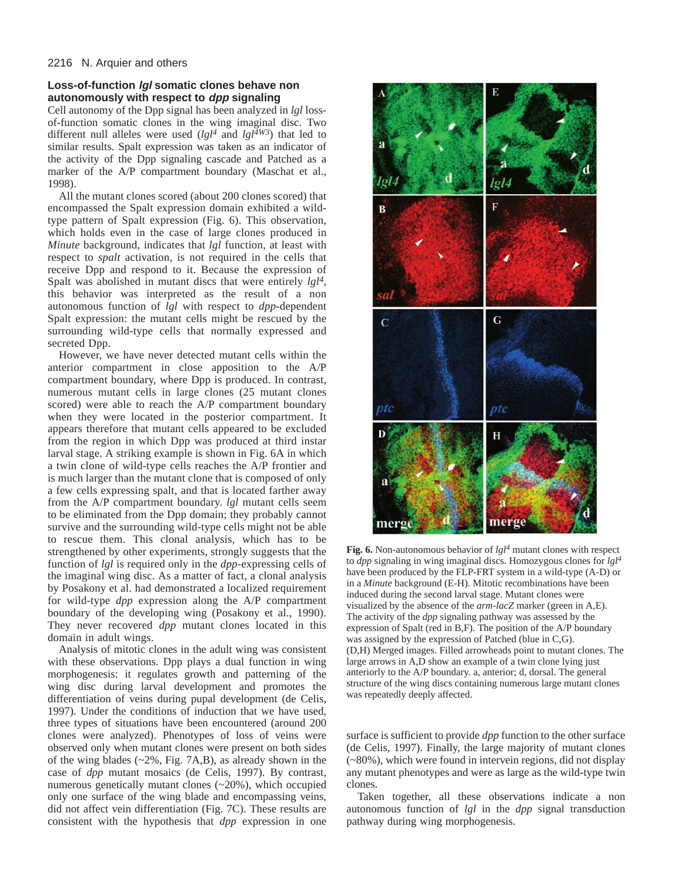### Loss-of-function *lgl* somatic clones behave non autonomously with respect to *dpp* signaling

Cell autonomy of the Dpp signal has been analyzed in *lgl* loss-of-function somatic clones in the wing imaginal disc. Two different null alleles were used (*lgl*$^{4}$ and *lgl*$^{4W3}$) that led to similar results. Spalt expression was taken as an indicator of the activity of the Dpp signaling cascade and Patched as a marker of the A/P compartment boundary (Maschat et al., 1998).

All the mutant clones scored (about 200 clones scored) that encompassed the Spalt expression domain exhibited a wild-type pattern of Spalt expression (Fig. 6). This observation, which holds even in the case of large clones produced in *Minute* background, indicates that *lgl* function, at least with respect to *spalt* activation, is not required in the cells that receive Dpp and respond to it. Because the expression of Spalt was abolished in mutant discs that were entirely *lgl*$^{4}$, this behavior was interpreted as the result of a non autonomous function of *lgl* with respect to *dpp*-dependent Spalt expression: the mutant cells might be rescued by the surrounding wild-type cells that normally expressed and secreted Dpp.

However, we have never detected mutant cells within the anterior compartment in close apposition to the A/P compartment boundary, where Dpp is produced. In contrast, numerous mutant cells in large clones (25 mutant clones scored) were able to reach the A/P compartment boundary when they were located in the posterior compartment. It appears therefore that mutant cells appeared to be excluded from the region in which Dpp was produced at third instar larval stage. A striking example is shown in Fig. 6A in which a twin clone of wild-type cells reaches the A/P frontier and is much larger than the mutant clone that is composed of only a few cells expressing spalt, and that is located farther away from the A/P compartment boundary. *lgl* mutant cells seem to be eliminated from the Dpp domain; they probably cannot survive and the surrounding wild-type cells might not be able to rescue them. This clonal analysis, which has to be strengthened by other experiments, strongly suggests that the function of *lgl* is required only in the *dpp*-expressing cells of the imaginal wing disc. As a matter of fact, a clonal analysis by Posakony et al. had demonstrated a localized requirement for wild-type *dpp* expression along the A/P compartment boundary of the developing wing (Posakony et al., 1990). They never recovered *dpp* mutant clones located in this domain in adult wings.

Analysis of mitotic clones in the adult wing was consistent with these observations. Dpp plays a dual function in wing morphogenesis: it regulates growth and patterning of the wing disc during larval development and promotes the differentiation of veins during pupal development (de Celis, 1997). Under the conditions of induction that we have used, three types of situations have been encountered (around 200 clones were analyzed). Phenotypes of loss of veins were observed only when mutant clones were present on both sides of the wing blades (~2%, Fig. 7A,B), as already shown in the case of *dpp* mutant mosaics (de Celis, 1997). By contrast, numerous genetically mutant clones (~20%), which occupied only one surface of the wing blade and encompassing veins, did not affect vein differentiation (Fig. 7C). These results are consistent with the hypothesis that *dpp* expression in one surface is sufficient to provide *dpp* function to the other surface (de Celis, 1997). Finally, the large majority of mutant clones (~80%), which were found in intervein regions, did not display any mutant phenotypes and were as large as the wild-type twin clones.

Taken together, all these observations indicate a non autonomous function of *lgl* in the *dpp* signal transduction pathway during wing morphogenesis.

**Fig. 6.** Non-autonomous behavior of *lgl*$^{4}$ mutant clones with respect to *dpp* signaling in wing imaginal discs. Homozygous clones for *lgl*$^{4}$ have been produced by the FLP-FRT system in a wild-type (A-D) or in a *Minute* background (E-H). Mitotic recombinations have been induced during the second larval stage. Mutant clones were visualized by the absence of the *arm-lacZ* marker (green in A,E). The activity of the *dpp* signaling pathway was assessed by the expression of Spalt (red in B,F). The position of the A/P boundary was assigned by the expression of Patched (blue in C,G). (D,H) Merged images. Filled arrowheads point to mutant clones. The large arrows in A,D show an example of a twin clone lying just anteriorly to the A/P boundary. a, anterior; d, dorsal. The general structure of the wing discs containing numerous large mutant clones was repeatedly deeply affected.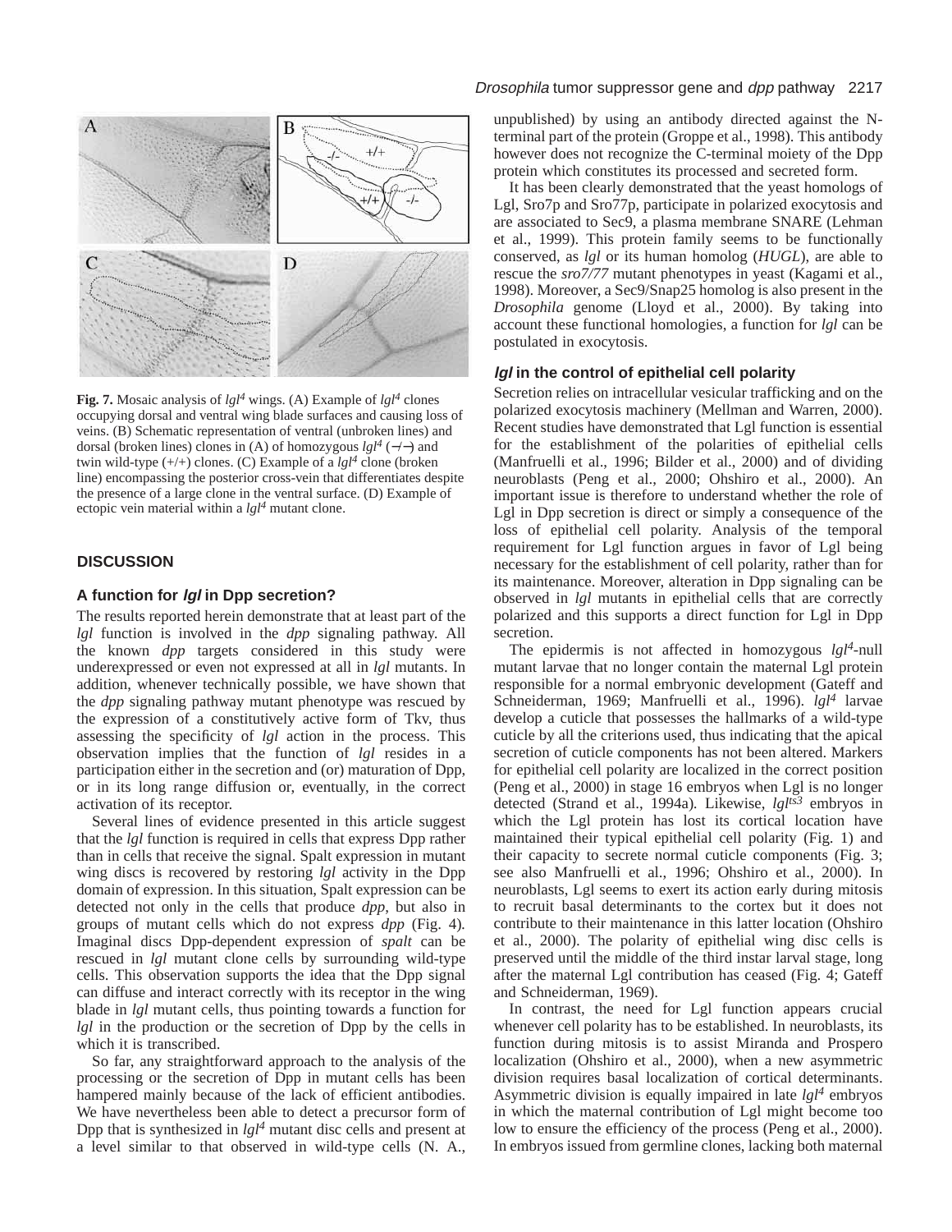**Fig. 7.** Mosaic analysis of *lgl*$^4$ wings. (A) Example of *lgl*$^4$ clones occupying dorsal and ventral wing blade surfaces and causing loss of veins. (B) Schematic representation of ventral (unbroken lines) and dorsal (broken lines) clones in (A) of homozygous *lgl*$^4$ (−/−) and twin wild-type (+/+) clones. (C) Example of a *lgl*$^4$ clone (broken line) encompassing the posterior cross-vein that differentiates despite the presence of a large clone in the ventral surface. (D) Example of ectopic vein material within a *lgl*$^4$ mutant clone.

## DISCUSSION

### A function for *lgl* in Dpp secretion?

The results reported herein demonstrate that at least part of the *lgl* function is involved in the *dpp* signaling pathway. All the known *dpp* targets considered in this study were underexpressed or even not expressed at all in *lgl* mutants. In addition, whenever technically possible, we have shown that the *dpp* signaling pathway mutant phenotype was rescued by the expression of a constitutively active form of Tkv, thus assessing the specificity of *lgl* action in the process. This observation implies that the function of *lgl* resides in a participation either in the secretion and (or) maturation of Dpp, or in its long range diffusion or, eventually, in the correct activation of its receptor.

Several lines of evidence presented in this article suggest that the *lgl* function is required in cells that express Dpp rather than in cells that receive the signal. Spalt expression in mutant wing discs is recovered by restoring *lgl* activity in the Dpp domain of expression. In this situation, Spalt expression can be detected not only in the cells that produce *dpp*, but also in groups of mutant cells which do not express *dpp* (Fig. 4). Imaginal discs Dpp-dependent expression of *spalt* can be rescued in *lgl* mutant clone cells by surrounding wild-type cells. This observation supports the idea that the Dpp signal can diffuse and interact correctly with its receptor in the wing blade in *lgl* mutant cells, thus pointing towards a function for *lgl* in the production or the secretion of Dpp by the cells in which it is transcribed.

So far, any straightforward approach to the analysis of the processing or the secretion of Dpp in mutant cells has been hampered mainly because of the lack of efficient antibodies. We have nevertheless been able to detect a precursor form of Dpp that is synthesized in *lgl*$^4$ mutant disc cells and present at a level similar to that observed in wild-type cells (N. A., unpublished) by using an antibody directed against the N-terminal part of the protein (Groppe et al., 1998). This antibody however does not recognize the C-terminal moiety of the Dpp protein which constitutes its processed and secreted form.

It has been clearly demonstrated that the yeast homologs of Lgl, Sro7p and Sro77p, participate in polarized exocytosis and are associated to Sec9, a plasma membrane SNARE (Lehman et al., 1999). This protein family seems to be functionally conserved, as *lgl* or its human homolog (*HUGL*), are able to rescue the *sro7/77* mutant phenotypes in yeast (Kagami et al., 1998). Moreover, a Sec9/Snap25 homolog is also present in the *Drosophila* genome (Lloyd et al., 2000). By taking into account these functional homologies, a function for *lgl* can be postulated in exocytosis.

### *lgl* in the control of epithelial cell polarity

Secretion relies on intracellular vesicular trafficking and on the polarized exocytosis machinery (Mellman and Warren, 2000). Recent studies have demonstrated that Lgl function is essential for the establishment of the polarities of epithelial cells (Manfruelli et al., 1996; Bilder et al., 2000) and of dividing neuroblasts (Peng et al., 2000; Ohshiro et al., 2000). An important issue is therefore to understand whether the role of Lgl in Dpp secretion is direct or simply a consequence of the loss of epithelial cell polarity. Analysis of the temporal requirement for Lgl function argues in favor of Lgl being necessary for the establishment of cell polarity, rather than for its maintenance. Moreover, alteration in Dpp signaling can be observed in *lgl* mutants in epithelial cells that are correctly polarized and this supports a direct function for Lgl in Dpp secretion.

The epidermis is not affected in homozygous *lgl*$^4$-null mutant larvae that no longer contain the maternal Lgl protein responsible for a normal embryonic development (Gateff and Schneiderman, 1969; Manfruelli et al., 1996). *lgl*$^4$ larvae develop a cuticle that possesses the hallmarks of a wild-type cuticle by all the criterions used, thus indicating that the apical secretion of cuticle components has not been altered. Markers for epithelial cell polarity are localized in the correct position (Peng et al., 2000) in stage 16 embryos when Lgl is no longer detected (Strand et al., 1994a). Likewise, *lgl*$^{ts3}$ embryos in which the Lgl protein has lost its cortical location have maintained their typical epithelial cell polarity (Fig. 1) and their capacity to secrete normal cuticle components (Fig. 3; see also Manfruelli et al., 1996; Ohshiro et al., 2000). In neuroblasts, Lgl seems to exert its action early during mitosis to recruit basal determinants to the cortex but it does not contribute to their maintenance in this latter location (Ohshiro et al., 2000). The polarity of epithelial wing disc cells is preserved until the middle of the third instar larval stage, long after the maternal Lgl contribution has ceased (Fig. 4; Gateff and Schneiderman, 1969).

In contrast, the need for Lgl function appears crucial whenever cell polarity has to be established. In neuroblasts, its function during mitosis is to assist Miranda and Prospero localization (Ohshiro et al., 2000), when a new asymmetric division requires basal localization of cortical determinants. Asymmetric division is equally impaired in late *lgl*$^4$ embryos in which the maternal contribution of Lgl might become too low to ensure the efficiency of the process (Peng et al., 2000). In embryos issued from germline clones, lacking both maternal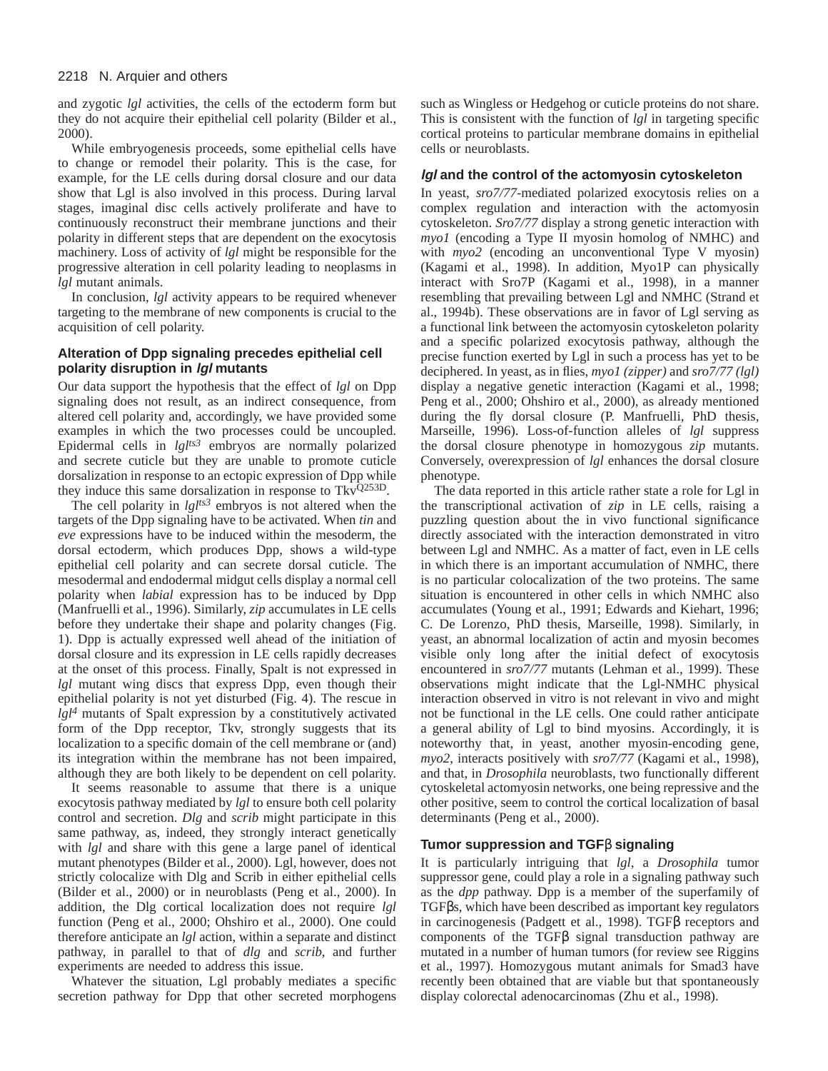and zygotic *lgl* activities, the cells of the ectoderm form but they do not acquire their epithelial cell polarity (Bilder et al., 2000).

While embryogenesis proceeds, some epithelial cells have to change or remodel their polarity. This is the case, for example, for the LE cells during dorsal closure and our data show that Lgl is also involved in this process. During larval stages, imaginal disc cells actively proliferate and have to continuously reconstruct their membrane junctions and their polarity in different steps that are dependent on the exocytosis machinery. Loss of activity of *lgl* might be responsible for the progressive alteration in cell polarity leading to neoplasms in *lgl* mutant animals.

In conclusion, *lgl* activity appears to be required whenever targeting to the membrane of new components is crucial to the acquisition of cell polarity.

### Alteration of Dpp signaling precedes epithelial cell polarity disruption in *lgl* mutants

Our data support the hypothesis that the effect of *lgl* on Dpp signaling does not result, as an indirect consequence, from altered cell polarity and, accordingly, we have provided some examples in which the two processes could be uncoupled. Epidermal cells in *lgl*$^{ts3}$ embryos are normally polarized and secrete cuticle but they are unable to promote cuticle dorsalization in response to an ectopic expression of Dpp while they induce this same dorsalization in response to Tkv$^{Q253D}$.

The cell polarity in *lgl*$^{ts3}$ embryos is not altered when the targets of the Dpp signaling have to be activated. When *tin* and *eve* expressions have to be induced within the mesoderm, the dorsal ectoderm, which produces Dpp, shows a wild-type epithelial cell polarity and can secrete dorsal cuticle. The mesodermal and endodermal midgut cells display a normal cell polarity when *labial* expression has to be induced by Dpp (Manfruelli et al., 1996). Similarly, *zip* accumulates in LE cells before they undertake their shape and polarity changes (Fig. 1). Dpp is actually expressed well ahead of the initiation of dorsal closure and its expression in LE cells rapidly decreases at the onset of this process. Finally, Spalt is not expressed in *lgl* mutant wing discs that express Dpp, even though their epithelial polarity is not yet disturbed (Fig. 4). The rescue in *lgl*$^{4}$ mutants of Spalt expression by a constitutively activated form of the Dpp receptor, Tkv, strongly suggests that its localization to a specific domain of the cell membrane or (and) its integration within the membrane has not been impaired, although they are both likely to be dependent on cell polarity.

It seems reasonable to assume that there is a unique exocytosis pathway mediated by *lgl* to ensure both cell polarity control and secretion. *Dlg* and *scrib* might participate in this same pathway, as, indeed, they strongly interact genetically with *lgl* and share with this gene a large panel of identical mutant phenotypes (Bilder et al., 2000). Lgl, however, does not strictly colocalize with Dlg and Scrib in either epithelial cells (Bilder et al., 2000) or in neuroblasts (Peng et al., 2000). In addition, the Dlg cortical localization does not require *lgl* function (Peng et al., 2000; Ohshiro et al., 2000). One could therefore anticipate an *lgl* action, within a separate and distinct pathway, in parallel to that of *dlg* and *scrib*, and further experiments are needed to address this issue.

Whatever the situation, Lgl probably mediates a specific secretion pathway for Dpp that other secreted morphogens such as Wingless or Hedgehog or cuticle proteins do not share. This is consistent with the function of *lgl* in targeting specific cortical proteins to particular membrane domains in epithelial cells or neuroblasts.

### *lgl* and the control of the actomyosin cytoskeleton

In yeast, *sro7/77*-mediated polarized exocytosis relies on a complex regulation and interaction with the actomyosin cytoskeleton. *Sro7/77* display a strong genetic interaction with *myo1* (encoding a Type II myosin homolog of NMHC) and with *myo2* (encoding an unconventional Type V myosin) (Kagami et al., 1998). In addition, Myo1P can physically interact with Sro7P (Kagami et al., 1998), in a manner resembling that prevailing between Lgl and NMHC (Strand et al., 1994b). These observations are in favor of Lgl serving as a functional link between the actomyosin cytoskeleton polarity and a specific polarized exocytosis pathway, although the precise function exerted by Lgl in such a process has yet to be deciphered. In yeast, as in flies, *myo1 (zipper)* and *sro7/77 (lgl)* display a negative genetic interaction (Kagami et al., 1998; Peng et al., 2000; Ohshiro et al., 2000), as already mentioned during the fly dorsal closure (P. Manfruelli, PhD thesis, Marseille, 1996). Loss-of-function alleles of *lgl* suppress the dorsal closure phenotype in homozygous *zip* mutants. Conversely, overexpression of *lgl* enhances the dorsal closure phenotype.

The data reported in this article rather state a role for Lgl in the transcriptional activation of *zip* in LE cells, raising a puzzling question about the in vivo functional significance directly associated with the interaction demonstrated in vitro between Lgl and NMHC. As a matter of fact, even in LE cells in which there is an important accumulation of NMHC, there is no particular colocalization of the two proteins. The same situation is encountered in other cells in which NMHC also accumulates (Young et al., 1991; Edwards and Kiehart, 1996; C. De Lorenzo, PhD thesis, Marseille, 1998). Similarly, in yeast, an abnormal localization of actin and myosin becomes visible only long after the initial defect of exocytosis encountered in *sro7/77* mutants (Lehman et al., 1999). These observations might indicate that the Lgl-NMHC physical interaction observed in vitro is not relevant in vivo and might not be functional in the LE cells. One could rather anticipate a general ability of Lgl to bind myosins. Accordingly, it is noteworthy that, in yeast, another myosin-encoding gene, *myo2*, interacts positively with *sro7/77* (Kagami et al., 1998), and that, in *Drosophila* neuroblasts, two functionally different cytoskeletal actomyosin networks, one being repressive and the other positive, seem to control the cortical localization of basal determinants (Peng et al., 2000).

### Tumor suppression and TGFβ signaling

It is particularly intriguing that *lgl*, a *Drosophila* tumor suppressor gene, could play a role in a signaling pathway such as the *dpp* pathway. Dpp is a member of the superfamily of TGFβs, which have been described as important key regulators in carcinogenesis (Padgett et al., 1998). TGFβ receptors and components of the TGFβ signal transduction pathway are mutated in a number of human tumors (for review see Riggins et al., 1997). Homozygous mutant animals for Smad3 have recently been obtained that are viable but that spontaneously display colorectal adenocarcinomas (Zhu et al., 1998).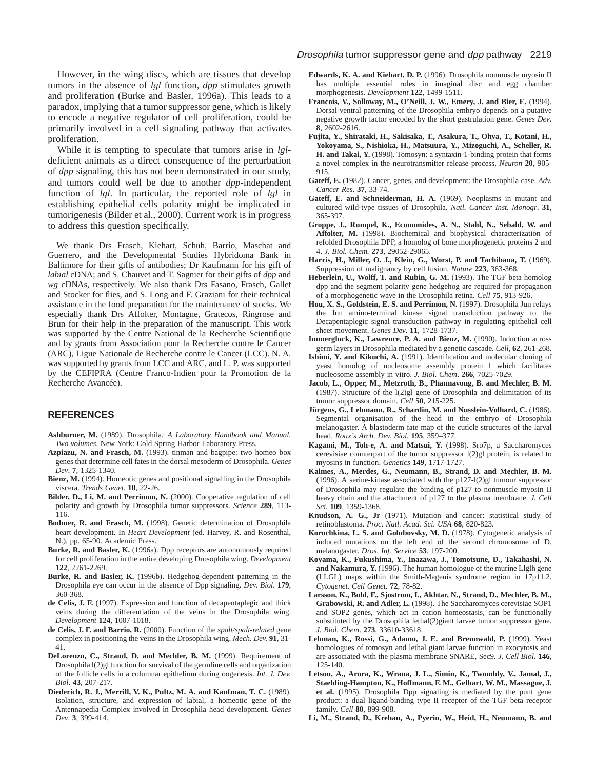However, in the wing discs, which are tissues that develop tumors in the absence of *lgl* function, *dpp* stimulates growth and proliferation (Burke and Basler, 1996a). This leads to a paradox, implying that a tumor suppressor gene, which is likely to encode a negative regulator of cell proliferation, could be primarily involved in a cell signaling pathway that activates proliferation.

While it is tempting to speculate that tumors arise in *lgl*-deficient animals as a direct consequence of the perturbation of *dpp* signaling, this has not been demonstrated in our study, and tumors could well be due to another *dpp*-independent function of *lgl*. In particular, the reported role of *lgl* in establishing epithelial cells polarity might be implicated in tumorigenesis (Bilder et al., 2000). Current work is in progress to address this question specifically.

We thank Drs Frasch, Kiehart, Schuh, Barrio, Maschat and Guerrero, and the Developmental Studies Hybridoma Bank in Baltimore for their gifts of antibodies; Dr Kaufmann for his gift of *labial* cDNA; and S. Chauvet and T. Sagnier for their gifts of *dpp* and *wg* cDNAs, respectively. We also thank Drs Fasano, Frasch, Gallet and Stocker for flies, and S. Long and F. Graziani for their technical assistance in the food preparation for the maintenance of stocks. We especially thank Drs Affolter, Montagne, Gratecos, Ringrose and Brun for their help in the preparation of the manuscript. This work was supported by the Centre National de la Recherche Scientifique and by grants from Association pour la Recherche contre le Cancer (ARC), Ligue Nationale de Recherche contre le Cancer (LCC). N. A. was supported by grants from LCC and ARC, and L. P. was supported by the CEFIPRA (Centre Franco-Indien pour la Promotion de la Recherche Avancée).

## REFERENCES

**Ashburner, M.** (1989). Drosophila*: A Laboratory Handbook and Manual. Two volumes.* New York: Cold Spring Harbor Laboratory Press.

**Azpiazu, N. and Frasch, M.** (1993). tinman and bagpipe: two homeo box genes that determine cell fates in the dorsal mesoderm of Drosophila. *Genes Dev*. **7**, 1325-1340.

**Bienz, M.** (1994). Homeotic genes and positional signalling in the Drosophila viscera. *Trends Genet.* **10**, 22-26.

**Bilder, D., Li, M. and Perrimon, N.** (2000). Cooperative regulation of cell polarity and growth by Drosophila tumor suppressors. *Science* **289**, 113-116.

**Bodmer, R. and Frasch, M.** (1998). Genetic determination of Drosophila heart development. In *Heart Development* (ed. Harvey, R. and Rosenthal, N.), pp. 65-90. Academic Press.

**Burke, R. and Basler, K.** (1996a). Dpp receptors are autonomously required for cell proliferation in the entire developing Drosophila wing. *Development* **122**, 2261-2269.

**Burke, R. and Basler, K.** (1996b). Hedgehog-dependent patterning in the Drosophila eye can occur in the absence of Dpp signaling. *Dev. Biol.* **179**, 360-368.

**de Celis, J. F.** (1997). Expression and function of decapentaplegic and thick veins during the differentiation of the veins in the Drosophila wing. *Development* **124**, 1007-1018.

**de Celis, J. F. and Barrio, R.** (2000). Function of the *spalt/spalt-related* gene complex in positioning the veins in the Drosophila wing. *Mech. Dev.* **91**, 31-41.

**DeLorenzo, C., Strand, D. and Mechler, B. M.** (1999). Requirement of Drosophila l(2)gl function for survival of the germline cells and organization of the follicle cells in a columnar epithelium during oogenesis. *Int. J. Dev. Biol.* **43**, 207-217.

**Diederich, R. J., Merrill, V. K., Pultz, M. A. and Kaufman, T. C.** (1989). Isolation, structure, and expression of labial, a homeotic gene of the Antennapedia Complex involved in Drosophila head development. *Genes Dev*. **3**, 399-414.

**Edwards, K. A. and Kiehart, D. P.** (1996). Drosophila nonmuscle myosin II has multiple essential roles in imaginal disc and egg chamber morphogenesis. *Development* **122**, 1499-1511.

**Francois, V., Solloway, M., O'Neill, J. W., Emery, J. and Bier, E.** (1994). Dorsal-ventral patterning of the Drosophila embryo depends on a putative negative growth factor encoded by the short gastrulation gene. *Genes Dev*. **8**, 2602-2616.

**Fujita, Y., Shirataki, H., Sakisaka, T., Asakura, T., Ohya, T., Kotani, H., Yokoyama, S., Nishioka, H., Matsuura, Y., Mizoguchi, A., Scheller, R. H. and Takai, Y.** (1998). Tomosyn: a syntaxin-1-binding protein that forms a novel complex in the neurotransmitter release process. *Neuron* **20**, 905-915.

**Gateff, E.** (1982). Cancer, genes, and development: the Drosophila case. *Adv. Cancer Res.* **37**, 33-74.

**Gateff, E. and Schneiderman, H. A.** (1969). Neoplasms in mutant and cultured wild-type tissues of Drosophila. *Natl. Cancer Inst. Monogr*. **31**, 365-397.

**Groppe, J., Rumpel, K., Economides, A. N., Stahl, N., Sebald, W. and Affolter, M.** (1998). Biochemical and biophysical characterization of refolded Drosophila DPP, a homolog of bone morphogenetic proteins 2 and 4. *J. Biol. Chem.* **273**, 29052-29065.

**Harris, H., Miller, O. J., Klein, G., Worst, P. and Tachibana, T.** (1969). Suppression of malignancy by cell fusion. *Nature* **223**, 363-368.

**Heberlein, U., Wolff, T. and Rubin, G. M.** (1993). The TGF beta homolog dpp and the segment polarity gene hedgehog are required for propagation of a morphogenetic wave in the Drosophila retina. *Cell* **75**, 913-926.

**Hou, X. S., Goldstein, E. S. and Perrimon, N.** (1997). Drosophila Jun relays the Jun amino-terminal kinase signal transduction pathway to the Decapentaplegic signal transduction pathway in regulating epithelial cell sheet movement. *Genes Dev*. **11**, 1728-1737.

**Immergluck, K., Lawrence, P. A. and Bienz, M.** (1990). Induction across germ layers in Drosophila mediated by a genetic cascade. *Cell*, **62**, 261-268.

**Ishimi, Y. and Kikuchi, A.** (1991). Identification and molecular cloning of yeast homolog of nucleosome assembly protein I which facilitates nucleosome assembly in vitro. *J. Biol. Chem*. **266**, 7025-7029.

**Jacob, L., Opper, M., Metzroth, B., Phannavong, B. and Mechler, B. M.** (1987). Structure of the l(2)gl gene of Drosophila and delimitation of its tumor suppressor domain. *Cell* **50**, 215-225.

**Jürgens, G., Lehmann, R., Schardin, M. and Nusslein-Volhard, C.** (1986). Segmental organisation of the head in the embryo of Drosophila melanogaster. A blastoderm fate map of the cuticle structures of the larval head. *Roux's Arch. Dev. Biol.* **195**, 359–377.

**Kagami, M., Toh-e, A. and Matsui, Y.** (1998). Sro7p, a Saccharomyces cerevisiae counterpart of the tumor suppressor l(2)gl protein, is related to myosins in function. *Genetics* **149**, 1717-1727.

**Kalmes, A., Merdes, G., Neumann, B., Strand, D. and Mechler, B. M.** (1996). A serine-kinase associated with the p127-l(2)gl tumour suppressor of Drosophila may regulate the binding of p127 to nonmuscle myosin II heavy chain and the attachment of p127 to the plasma membrane. *J. Cell Sci.* **109**, 1359-1368.

**Knudson, A. G., Jr** (1971). Mutation and cancer: statistical study of retinoblastoma. *Proc. Natl. Acad. Sci. USA* **68**, 820-823.

**Korochkina, L. S. and Golubovsky, M. D.** (1978). Cytogenetic analysis of induced mutations on the left end of the second chromosome of D. melanogaster. *Dros. Inf. Service* **53**, 197-200.

**Koyama, K., Fukushima, Y., Inazawa, J., Tomotsune, D., Takahashi, N. and Nakamura, Y.** (1996). The human homologue of the murine Llglh gene (LLGL) maps within the Smith-Magenis syndrome region in 17p11.2. *Cytogenet. Cell Genet.* **72**, 78-82.

**Larsson, K., Bohl, F., Sjostrom, I., Akhtar, N., Strand, D., Mechler, B. M., Grabowski, R. and Adler, L.** (1998). The Saccharomyces cerevisiae SOP1 and SOP2 genes, which act in cation homeostasis, can be functionally substituted by the Drosophila lethal(2)giant larvae tumor suppressor gene. *J. Biol. Chem*. **273**, 33610-33618.

**Lehman, K., Rossi, G., Adamo, J. E. and Brennwald, P.** (1999). Yeast homologues of tomosyn and lethal giant larvae function in exocytosis and are associated with the plasma membrane SNARE, Sec9. *J. Cell Biol.* **146**, 125-140.

**Letsou, A., Arora, K., Wrana, J. L., Simin, K., Twombly, V., Jamal, J., Staehling-Hampton, K., Hoffmann, F. M., Gelbart, W. M., Massague, J. et al. (**1995). Drosophila Dpp signaling is mediated by the punt gene product: a dual ligand-binding type II receptor of the TGF beta receptor family. *Cell* **80**, 899-908.

**Li, M., Strand, D., Krehan, A., Pyerin, W., Heid, H., Neumann, B. and**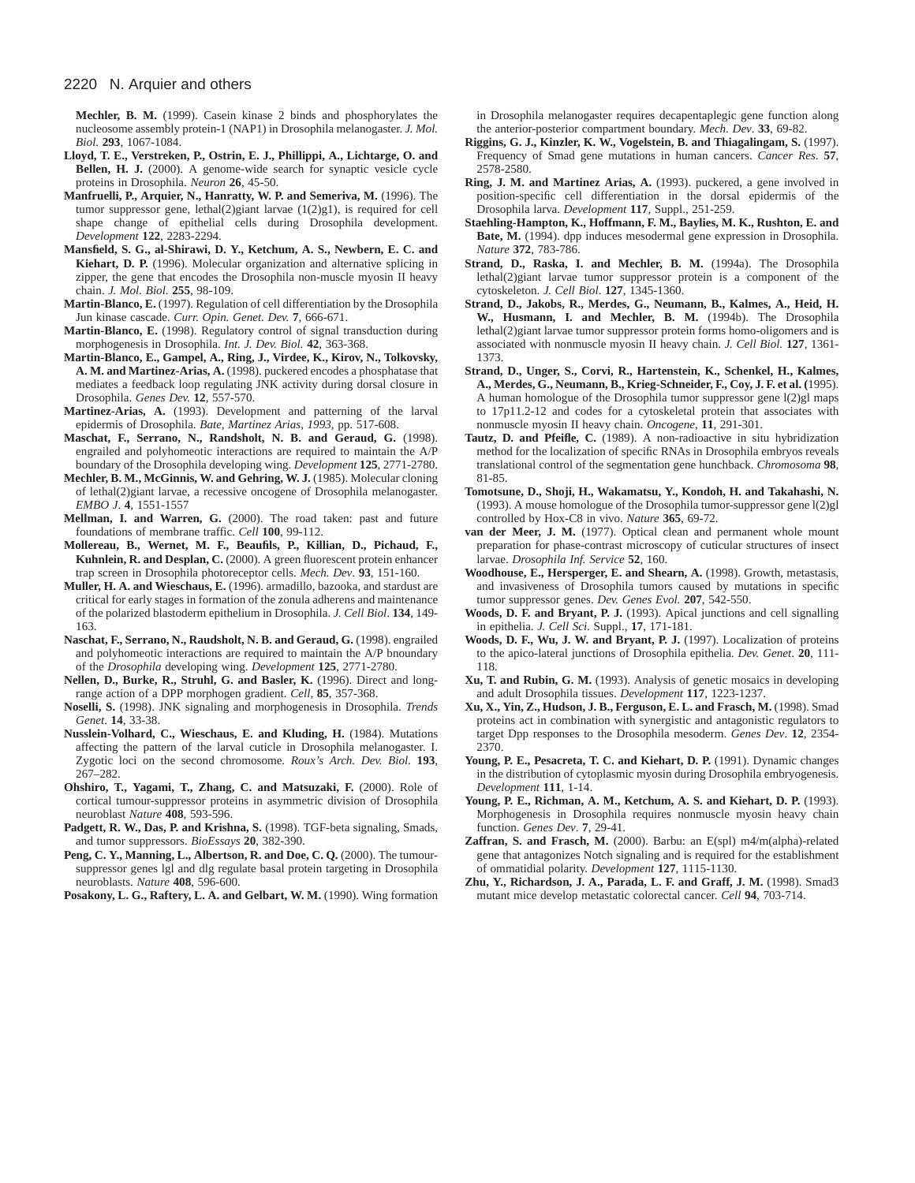**Mechler, B. M.** (1999). Casein kinase 2 binds and phosphorylates the nucleosome assembly protein-1 (NAP1) in Drosophila melanogaster. *J. Mol. Biol.* **293**, 1067-1084.

**Lloyd, T. E., Verstreken, P., Ostrin, E. J., Phillippi, A., Lichtarge, O. and Bellen, H. J.** (2000). A genome-wide search for synaptic vesicle cycle proteins in Drosophila. *Neuron* **26**, 45-50.

**Manfruelli, P., Arquier, N., Hanratty, W. P. and Semeriva, M.** (1996). The tumor suppressor gene, lethal(2)giant larvae (1(2)g1), is required for cell shape change of epithelial cells during Drosophila development. *Development* **122**, 2283-2294.

**Mansfield, S. G., al-Shirawi, D. Y., Ketchum, A. S., Newbern, E. C. and Kiehart, D. P.** (1996). Molecular organization and alternative splicing in zipper, the gene that encodes the Drosophila non-muscle myosin II heavy chain. *J. Mol. Biol.* **255**, 98-109.

**Martin-Blanco, E.** (1997). Regulation of cell differentiation by the Drosophila Jun kinase cascade. *Curr. Opin. Genet. Dev.* **7**, 666-671.

**Martin-Blanco, E.** (1998). Regulatory control of signal transduction during morphogenesis in Drosophila. *Int. J. Dev. Biol.* **42**, 363-368.

**Martin-Blanco, E., Gampel, A., Ring, J., Virdee, K., Kirov, N., Tolkovsky, A. M. and Martinez-Arias, A.** (1998). puckered encodes a phosphatase that mediates a feedback loop regulating JNK activity during dorsal closure in Drosophila. *Genes Dev.* **12**, 557-570.

**Martinez-Arias, A.** (1993). Development and patterning of the larval epidermis of Drosophila. *Bate, Martinez Arias, 1993*, pp. 517-608.

**Maschat, F., Serrano, N., Randsholt, N. B. and Geraud, G.** (1998). engrailed and polyhomeotic interactions are required to maintain the A/P boundary of the Drosophila developing wing. *Development* **125**, 2771-2780.

**Mechler, B. M., McGinnis, W. and Gehring, W. J.** (1985). Molecular cloning of lethal(2)giant larvae, a recessive oncogene of Drosophila melanogaster. *EMBO J*. **4**, 1551-1557

**Mellman, I. and Warren, G.** (2000). The road taken: past and future foundations of membrane traffic. *Cell* **100**, 99-112.

**Mollereau, B., Wernet, M. F., Beaufils, P., Killian, D., Pichaud, F., Kuhnlein, R. and Desplan, C.** (2000). A green fluorescent protein enhancer trap screen in Drosophila photoreceptor cells. *Mech. Dev*. **93**, 151-160.

**Muller, H. A. and Wieschaus, E.** (1996). armadillo, bazooka, and stardust are critical for early stages in formation of the zonula adherens and maintenance of the polarized blastoderm epithelium in Drosophila. *J. Cell Biol*. **134**, 149-163.

**Naschat, F., Serrano, N., Raudsholt, N. B. and Geraud, G.** (1998). engrailed and polyhomeotic interactions are required to maintain the A/P bnoundary of the *Drosophila* developing wing. *Development* **125**, 2771-2780.

**Nellen, D., Burke, R., Struhl, G. and Basler, K.** (1996). Direct and long-range action of a DPP morphogen gradient. *Cell*, **85**, 357-368.

**Noselli, S.** (1998). JNK signaling and morphogenesis in Drosophila. *Trends Genet*. **14**, 33-38.

**Nusslein-Volhard, C., Wieschaus, E. and Kluding, H.** (1984). Mutations affecting the pattern of the larval cuticle in Drosophila melanogaster. I. Zygotic loci on the second chromosome. *Roux's Arch. Dev. Biol.* **193**, 267–282.

**Ohshiro, T., Yagami, T., Zhang, C. and Matsuzaki, F.** (2000). Role of cortical tumour-suppressor proteins in asymmetric division of Drosophila neuroblast *Nature* **408**, 593-596.

**Padgett, R. W., Das, P. and Krishna, S.** (1998). TGF-beta signaling, Smads, and tumor suppressors. *BioEssays* **20**, 382-390.

**Peng, C. Y., Manning, L., Albertson, R. and Doe, C. Q.** (2000). The tumour-suppressor genes lgl and dlg regulate basal protein targeting in Drosophila neuroblasts. *Nature* **408**, 596-600.

**Posakony, L. G., Raftery, L. A. and Gelbart, W. M.** (1990). Wing formation in Drosophila melanogaster requires decapentaplegic gene function along the anterior-posterior compartment boundary. *Mech. Dev*. **33**, 69-82.

**Riggins, G. J., Kinzler, K. W., Vogelstein, B. and Thiagalingam, S.** (1997). Frequency of Smad gene mutations in human cancers. *Cancer Res*. **57**, 2578-2580.

**Ring, J. M. and Martinez Arias, A.** (1993). puckered, a gene involved in position-specific cell differentiation in the dorsal epidermis of the Drosophila larva. *Development* **117**, Suppl., 251-259.

**Staehling-Hampton, K., Hoffmann, F. M., Baylies, M. K., Rushton, E. and Bate, M.** (1994). dpp induces mesodermal gene expression in Drosophila. *Nature* **372**, 783-786.

**Strand, D., Raska, I. and Mechler, B. M.** (1994a). The Drosophila lethal(2)giant larvae tumor suppressor protein is a component of the cytoskeleton. *J. Cell Biol*. **127**, 1345-1360.

**Strand, D., Jakobs, R., Merdes, G., Neumann, B., Kalmes, A., Heid, H. W., Husmann, I. and Mechler, B. M.** (1994b). The Drosophila lethal(2)giant larvae tumor suppressor protein forms homo-oligomers and is associated with nonmuscle myosin II heavy chain. *J. Cell Biol.* **127**, 1361-1373.

**Strand, D., Unger, S., Corvi, R., Hartenstein, K., Schenkel, H., Kalmes, A., Merdes, G., Neumann, B., Krieg-Schneider, F., Coy, J. F. et al. (**1995). A human homologue of the Drosophila tumor suppressor gene l(2)gl maps to 17p11.2-12 and codes for a cytoskeletal protein that associates with nonmuscle myosin II heavy chain. *Oncogene*, **11**, 291-301.

**Tautz, D. and Pfeifle, C.** (1989). A non-radioactive in situ hybridization method for the localization of specific RNAs in Drosophila embryos reveals translational control of the segmentation gene hunchback. *Chromosoma* **98**, 81-85.

**Tomotsune, D., Shoji, H., Wakamatsu, Y., Kondoh, H. and Takahashi, N.** (1993). A mouse homologue of the Drosophila tumor-suppressor gene l(2)gl controlled by Hox-C8 in vivo. *Nature* **365**, 69-72.

**van der Meer, J. M.** (1977). Optical clean and permanent whole mount preparation for phase-contrast microscopy of cuticular structures of insect larvae. *Drosophila Inf. Service* **52**, 160.

**Woodhouse, E., Hersperger, E. and Shearn, A.** (1998). Growth, metastasis, and invasiveness of Drosophila tumors caused by mutations in specific tumor suppressor genes. *Dev. Genes Evol.* **207**, 542-550.

**Woods, D. F. and Bryant, P. J.** (1993). Apical junctions and cell signalling in epithelia. *J. Cell Sci.* Suppl., **17**, 171-181.

**Woods, D. F., Wu, J. W. and Bryant, P. J.** (1997). Localization of proteins to the apico-lateral junctions of Drosophila epithelia. *Dev. Genet*. **20**, 111-118.

**Xu, T. and Rubin, G. M.** (1993). Analysis of genetic mosaics in developing and adult Drosophila tissues. *Development* **117**, 1223-1237.

**Xu, X., Yin, Z., Hudson, J. B., Ferguson, E. L. and Frasch, M.** (1998). Smad proteins act in combination with synergistic and antagonistic regulators to target Dpp responses to the Drosophila mesoderm. *Genes Dev*. **12**, 2354-2370.

**Young, P. E., Pesacreta, T. C. and Kiehart, D. P.** (1991). Dynamic changes in the distribution of cytoplasmic myosin during Drosophila embryogenesis. *Development* **111**, 1-14.

**Young, P. E., Richman, A. M., Ketchum, A. S. and Kiehart, D. P.** (1993). Morphogenesis in Drosophila requires nonmuscle myosin heavy chain function. *Genes Dev*. **7**, 29-41.

**Zaffran, S. and Frasch, M.** (2000). Barbu: an E(spl) m4/m(alpha)-related gene that antagonizes Notch signaling and is required for the establishment of ommatidial polarity. *Development* **127**, 1115-1130.

**Zhu, Y., Richardson, J. A., Parada, L. F. and Graff, J. M.** (1998). Smad3 mutant mice develop metastatic colorectal cancer. *Cell* **94**, 703-714.